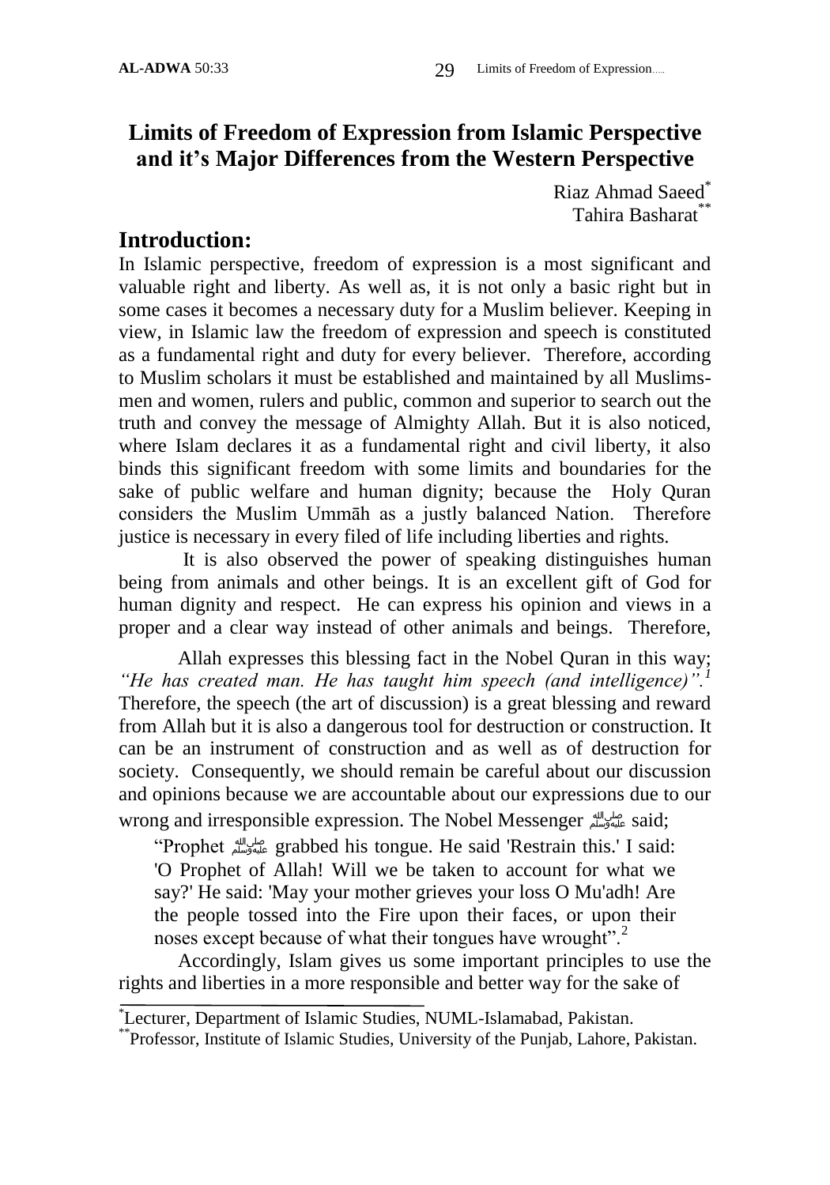# Limits of Freedom of Expression from Islamic Perspective and it's Major Differences from the Western Perspective

Riaz Ahmad Saeed[*]
Tahira Basharat[**]

## Introduction:

In Islamic perspective, freedom of expression is a most significant and valuable right and liberty. As well as, it is not only a basic right but in some cases it becomes a necessary duty for a Muslim believer. Keeping in view, in Islamic law the freedom of expression and speech is constituted as a fundamental right and duty for every believer. Therefore, according to Muslim scholars it must be established and maintained by all Muslims-men and women, rulers and public, common and superior to search out the truth and convey the message of Almighty Allah. But it is also noticed, where Islam declares it as a fundamental right and civil liberty, it also binds this significant freedom with some limits and boundaries for the sake of public welfare and human dignity; because the Holy Quran considers the Muslim Ummāh as a justly balanced Nation. Therefore justice is necessary in every filed of life including liberties and rights.

It is also observed the power of speaking distinguishes human being from animals and other beings. It is an excellent gift of God for human dignity and respect. He can express his opinion and views in a proper and a clear way instead of other animals and beings. Therefore,

Allah expresses this blessing fact in the Nobel Quran in this way; *"He has created man. He has taught him speech (and intelligence)".*[1] Therefore, the speech (the art of discussion) is a great blessing and reward from Allah but it is also a dangerous tool for destruction or construction. It can be an instrument of construction and as well as of destruction for society. Consequently, we should remain be careful about our discussion and opinions because we are accountable about our expressions due to our wrong and irresponsible expression. The Nobel Messenger ﷺ said;

> "Prophet ﷺ grabbed his tongue. He said 'Restrain this.' I said: 'O Prophet of Allah! Will we be taken to account for what we say?' He said: 'May your mother grieves your loss O Mu'adh! Are the people tossed into the Fire upon their faces, or upon their noses except because of what their tongues have wrought".[2]

Accordingly, Islam gives us some important principles to use the rights and liberties in a more responsible and better way for the sake of

---

[*] Lecturer, Department of Islamic Studies, NUML-Islamabad, Pakistan.

[**] Professor, Institute of Islamic Studies, University of the Punjab, Lahore, Pakistan.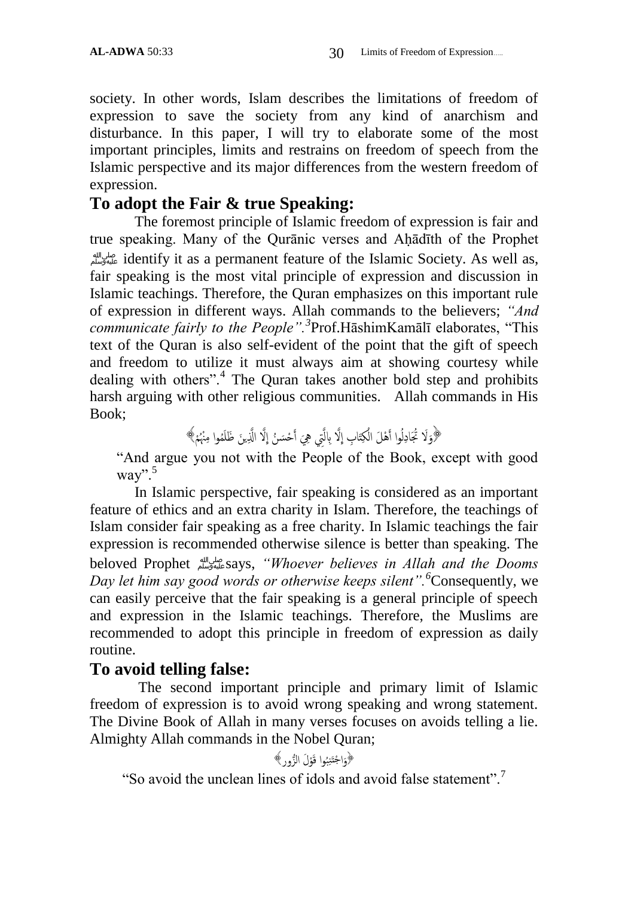society. In other words, Islam describes the limitations of freedom of expression to save the society from any kind of anarchism and disturbance. In this paper, I will try to elaborate some of the most important principles, limits and restrains on freedom of speech from the Islamic perspective and its major differences from the western freedom of expression.

## To adopt the Fair & true Speaking:

The foremost principle of Islamic freedom of expression is fair and true speaking. Many of the Qurānic verses and Aḥādīth of the Prophet ﷺ identify it as a permanent feature of the Islamic Society. As well as, fair speaking is the most vital principle of expression and discussion in Islamic teachings. Therefore, the Quran emphasizes on this important rule of expression in different ways. Allah commands to the believers; *"And communicate fairly to the People".*[3]Prof.HāshimKamālī elaborates, "This text of the Quran is also self-evident of the point that the gift of speech and freedom to utilize it must always aim at showing courtesy while dealing with others".[4] The Quran takes another bold step and prohibits harsh arguing with other religious communities. Allah commands in His Book;

﴿وَلَا تُجَادِلُوا أَهْلَ الْكِتَابِ إِلَّا بِالَّتِي هِيَ أَحْسَنُ إِلَّا الَّذِينَ ظَلَمُوا مِنْهُمْ﴾

"And argue you not with the People of the Book, except with good way".[5]

In Islamic perspective, fair speaking is considered as an important feature of ethics and an extra charity in Islam. Therefore, the teachings of Islam consider fair speaking as a free charity. In Islamic teachings the fair expression is recommended otherwise silence is better than speaking. The beloved Prophet ﷺsays, *"Whoever believes in Allah and the Dooms Day let him say good words or otherwise keeps silent".*[6]Consequently, we can easily perceive that the fair speaking is a general principle of speech and expression in the Islamic teachings. Therefore, the Muslims are recommended to adopt this principle in freedom of expression as daily routine.

## To avoid telling false:

The second important principle and primary limit of Islamic freedom of expression is to avoid wrong speaking and wrong statement. The Divine Book of Allah in many verses focuses on avoids telling a lie. Almighty Allah commands in the Nobel Quran;

﴿وَاجْتَنِبُوا قَوْلَ الزُّورِ﴾

"So avoid the unclean lines of idols and avoid false statement".[7]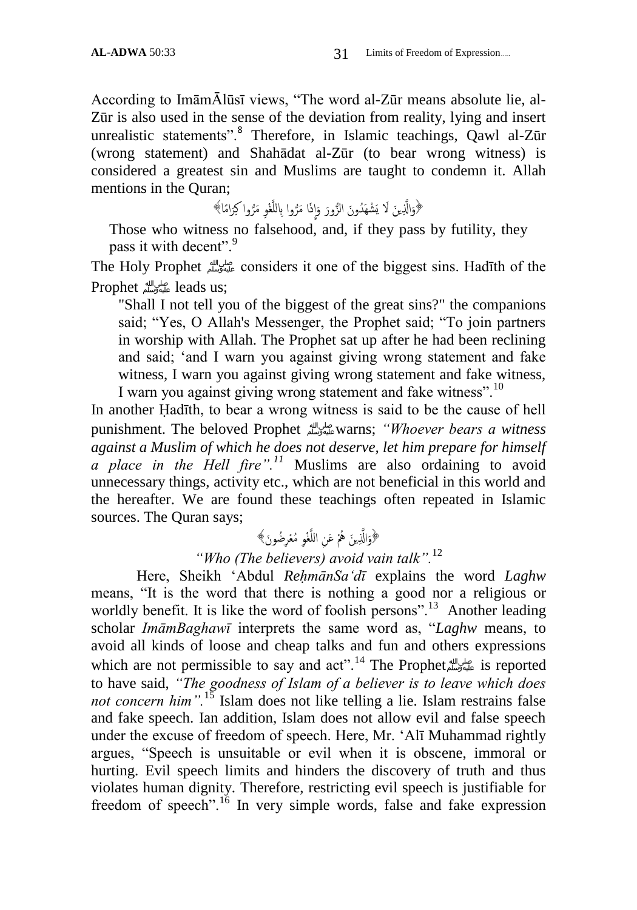According to ImāmĀlūsī views, "The word al-Zūr means absolute lie, al-Zūr is also used in the sense of the deviation from reality, lying and insert unrealistic statements".[8] Therefore, in Islamic teachings, Qawl al-Zūr (wrong statement) and Shahādat al-Zūr (to bear wrong witness) is considered a greatest sin and Muslims are taught to condemn it. Allah mentions in the Quran;

﴿وَالَّذِينَ لَا يَشْهَدُونَ الزُّورَ وَإِذَا مَرُّوا بِاللَّغْوِ مَرُّوا كِرَامًا﴾

> Those who witness no falsehood, and, if they pass by futility, they pass it with decent".[9]

The Holy Prophet ﷺ considers it one of the biggest sins. Hadīth of the Prophet ﷺ leads us;

> "Shall I not tell you of the biggest of the great sins?" the companions said; "Yes, O Allah's Messenger, the Prophet said; "To join partners in worship with Allah. The Prophet sat up after he had been reclining and said; 'and I warn you against giving wrong statement and fake witness, I warn you against giving wrong statement and fake witness, I warn you against giving wrong statement and fake witness".[10]

In another Ḥadīth, to bear a wrong witness is said to be the cause of hell punishment. The beloved Prophet ﷺwarns; *"Whoever bears a witness against a Muslim of which he does not deserve, let him prepare for himself a place in the Hell fire".[11]* Muslims are also ordaining to avoid unnecessary things, activity etc., which are not beneficial in this world and the hereafter. We are found these teachings often repeated in Islamic sources. The Quran says;

﴿وَالَّذِينَ هُمْ عَنِ اللَّغْوِ مُعْرِضُونَ﴾

*"Who (The believers) avoid vain talk".*[12]

Here, Sheikh 'Abdul *ReḥmānSa'dī* explains the word *Laghw* means, "It is the word that there is nothing a good nor a religious or worldly benefit. It is like the word of foolish persons".[13] Another leading scholar *ImāmBaghawī* interprets the same word as, "*Laghw* means, to avoid all kinds of loose and cheap talks and fun and others expressions which are not permissible to say and act".[14] The Prophet ﷺ is reported to have said, *"The goodness of Islam of a believer is to leave which does not concern him".*[15] Islam does not like telling a lie. Islam restrains false and fake speech. Ian addition, Islam does not allow evil and false speech under the excuse of freedom of speech. Here, Mr. 'Alī Muhammad rightly argues, "Speech is unsuitable or evil when it is obscene, immoral or hurting. Evil speech limits and hinders the discovery of truth and thus violates human dignity. Therefore, restricting evil speech is justifiable for freedom of speech".[16] In very simple words, false and fake expression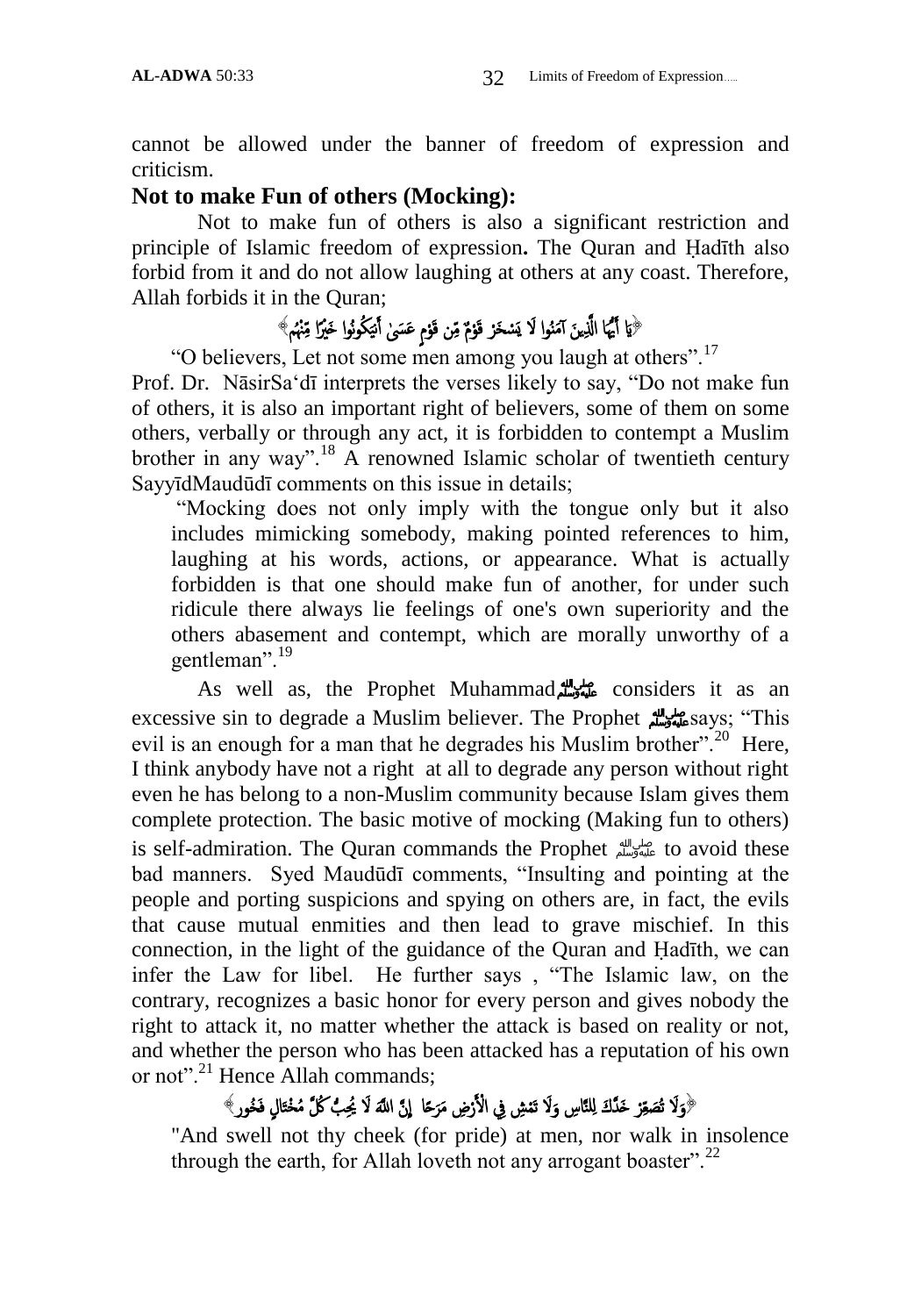cannot be allowed under the banner of freedom of expression and criticism.

## Not to make Fun of others (Mocking):

Not to make fun of others is also a significant restriction and principle of Islamic freedom of expression**.** The Quran and Ḥadīth also forbid from it and do not allow laughing at others at any coast. Therefore, Allah forbids it in the Quran;

﴿يَا أَيُّهَا الَّذِينَ آمَنُوا لَا يَسْخَرْ قَوْمٌ مِّن قَوْمٍ عَسَىٰ أَن يَكُونُوا خَيْرًا مِّنْهُمْ﴾

"O believers, Let not some men among you laugh at others".[17]

Prof. Dr. NāsirSa'dī interprets the verses likely to say, "Do not make fun of others, it is also an important right of believers, some of them on some others, verbally or through any act, it is forbidden to contempt a Muslim brother in any way".[18] A renowned Islamic scholar of twentieth century SayyīdMaudūdī comments on this issue in details;

> "Mocking does not only imply with the tongue only but it also includes mimicking somebody, making pointed references to him, laughing at his words, actions, or appearance. What is actually forbidden is that one should make fun of another, for under such ridicule there always lie feelings of one's own superiority and the others abasement and contempt, which are morally unworthy of a gentleman".[19]

As well as, the Prophet Muhammad ﷺ considers it as an excessive sin to degrade a Muslim believer. The Prophet ﷺ says; "This evil is an enough for a man that he degrades his Muslim brother".[20] Here, I think anybody have not a right at all to degrade any person without right even he has belong to a non-Muslim community because Islam gives them complete protection. The basic motive of mocking (Making fun to others) is self-admiration. The Quran commands the Prophet ﷺ to avoid these bad manners. Syed Maudūdī comments, "Insulting and pointing at the people and porting suspicions and spying on others are, in fact, the evils that cause mutual enmities and then lead to grave mischief. In this connection, in the light of the guidance of the Quran and Ḥadīth, we can infer the Law for libel. He further says , "The Islamic law, on the contrary, recognizes a basic honor for every person and gives nobody the right to attack it, no matter whether the attack is based on reality or not, and whether the person who has been attacked has a reputation of his own or not".[21] Hence Allah commands;

﴿وَلَا تُصَعِّرْ خَدَّكَ لِلنَّاسِ وَلَا تَمْشِ فِي الْأَرْضِ مَرَحًا ۖ إِنَّ اللَّهَ لَا يُحِبُّ كُلَّ مُخْتَالٍ فَخُورٍ﴾

"And swell not thy cheek (for pride) at men, nor walk in insolence through the earth, for Allah loveth not any arrogant boaster".[22]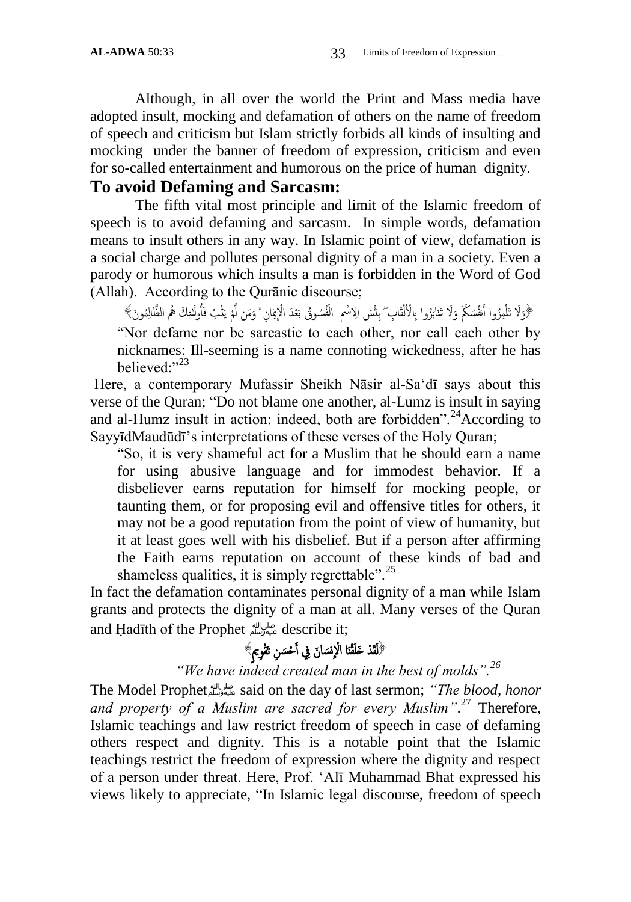Although, in all over the world the Print and Mass media have adopted insult, mocking and defamation of others on the name of freedom of speech and criticism but Islam strictly forbids all kinds of insulting and mocking under the banner of freedom of expression, criticism and even for so-called entertainment and humorous on the price of human dignity.

## To avoid Defaming and Sarcasm:

The fifth vital most principle and limit of the Islamic freedom of speech is to avoid defaming and sarcasm. In simple words, defamation means to insult others in any way. In Islamic point of view, defamation is a social charge and pollutes personal dignity of a man in a society. Even a parody or humorous which insults a man is forbidden in the Word of God (Allah). According to the Qurānic discourse;

﴿وَلَا تَلْمِزُوا أَنفُسَكُمْ وَلَا تَنَابَزُوا بِالْأَلْقَابِ ۖ بِئْسَ الِاسْمُ الْفُسُوقُ بَعْدَ الْإِيمَانِ ۚ وَمَن لَّمْ يَتُبْ فَأُولَٰئِكَ هُمُ الظَّالِمُونَ﴾

> "Nor defame nor be sarcastic to each other, nor call each other by nicknames: Ill-seeming is a name connoting wickedness, after he has believed:"[23]

Here, a contemporary Mufassir Sheikh Nāsir al-Sa'dī says about this verse of the Quran; "Do not blame one another, al-Lumz is insult in saying and al-Humz insult in action: indeed, both are forbidden".[24] According to SayyīdMaudūdī's interpretations of these verses of the Holy Quran;

> "So, it is very shameful act for a Muslim that he should earn a name for using abusive language and for immodest behavior. If a disbeliever earns reputation for himself for mocking people, or taunting them, or for proposing evil and offensive titles for others, it may not be a good reputation from the point of view of humanity, but it at least goes well with his disbelief. But if a person after affirming the Faith earns reputation on account of these kinds of bad and shameless qualities, it is simply regrettable".[25]

In fact the defamation contaminates personal dignity of a man while Islam grants and protects the dignity of a man at all. Many verses of the Quran and Ḥadīth of the Prophet ﷺ describe it;

﴿لَقَدْ خَلَقْنَا الْإِنسَانَ فِي أَحْسَنِ تَقْوِيمٍ﴾

*"We have indeed created man in the best of molds".[26]*

The Model Prophet ﷺ said on the day of last sermon; *"The blood, honor and property of a Muslim are sacred for every Muslim"*.[27] Therefore, Islamic teachings and law restrict freedom of speech in case of defaming others respect and dignity. This is a notable point that the Islamic teachings restrict the freedom of expression where the dignity and respect of a person under threat. Here, Prof. 'Alī Muhammad Bhat expressed his views likely to appreciate, "In Islamic legal discourse, freedom of speech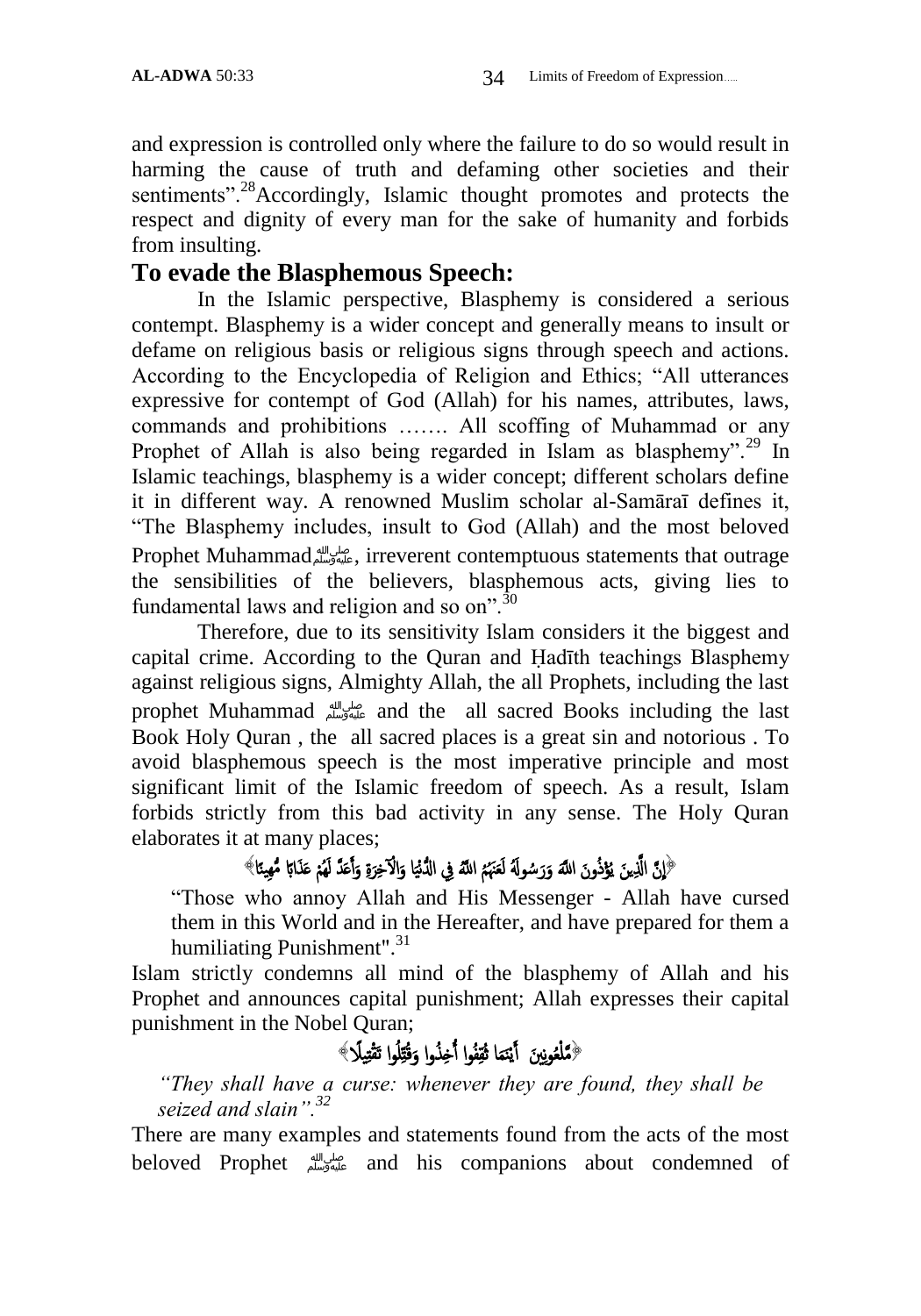and expression is controlled only where the failure to do so would result in harming the cause of truth and defaming other societies and their sentiments".[28]Accordingly, Islamic thought promotes and protects the respect and dignity of every man for the sake of humanity and forbids from insulting.

## To evade the Blasphemous Speech:

In the Islamic perspective, Blasphemy is considered a serious contempt. Blasphemy is a wider concept and generally means to insult or defame on religious basis or religious signs through speech and actions. According to the Encyclopedia of Religion and Ethics; "All utterances expressive for contempt of God (Allah) for his names, attributes, laws, commands and prohibitions ……. All scoffing of Muhammad or any Prophet of Allah is also being regarded in Islam as blasphemy".[29] In Islamic teachings, blasphemy is a wider concept; different scholars define it in different way. A renowned Muslim scholar al-Samāraī defines it, "The Blasphemy includes, insult to God (Allah) and the most beloved Prophet Muhammadﷺ, irreverent contemptuous statements that outrage the sensibilities of the believers, blasphemous acts, giving lies to fundamental laws and religion and so on".[30]

Therefore, due to its sensitivity Islam considers it the biggest and capital crime. According to the Quran and Ḥadīth teachings Blasphemy against religious signs, Almighty Allah, the all Prophets, including the last prophet Muhammad ﷺ and the all sacred Books including the last Book Holy Quran , the all sacred places is a great sin and notorious . To avoid blasphemous speech is the most imperative principle and most significant limit of the Islamic freedom of speech. As a result, Islam forbids strictly from this bad activity in any sense. The Holy Quran elaborates it at many places;

﴿إِنَّ الَّذِينَ يُؤْذُونَ اللَّهَ وَرَسُولَهُ لَعَنَهُمُ اللَّهُ فِي الدُّنْيَا وَالْآخِرَةِ وَأَعَدَّ لَهُمْ عَذَابًا مُّهِينًا﴾

"Those who annoy Allah and His Messenger - Allah have cursed them in this World and in the Hereafter, and have prepared for them a humiliating Punishment".[31]

Islam strictly condemns all mind of the blasphemy of Allah and his Prophet and announces capital punishment; Allah expresses their capital punishment in the Nobel Quran;

﴿مَّلْعُونِينَ أَيْنَمَا ثُقِفُوا أُخِذُوا وَقُتِّلُوا تَقْتِيلًا﴾

*"They shall have a curse: whenever they are found, they shall be seized and slain".[32]*

There are many examples and statements found from the acts of the most beloved Prophet ﷺ and his companions about condemned of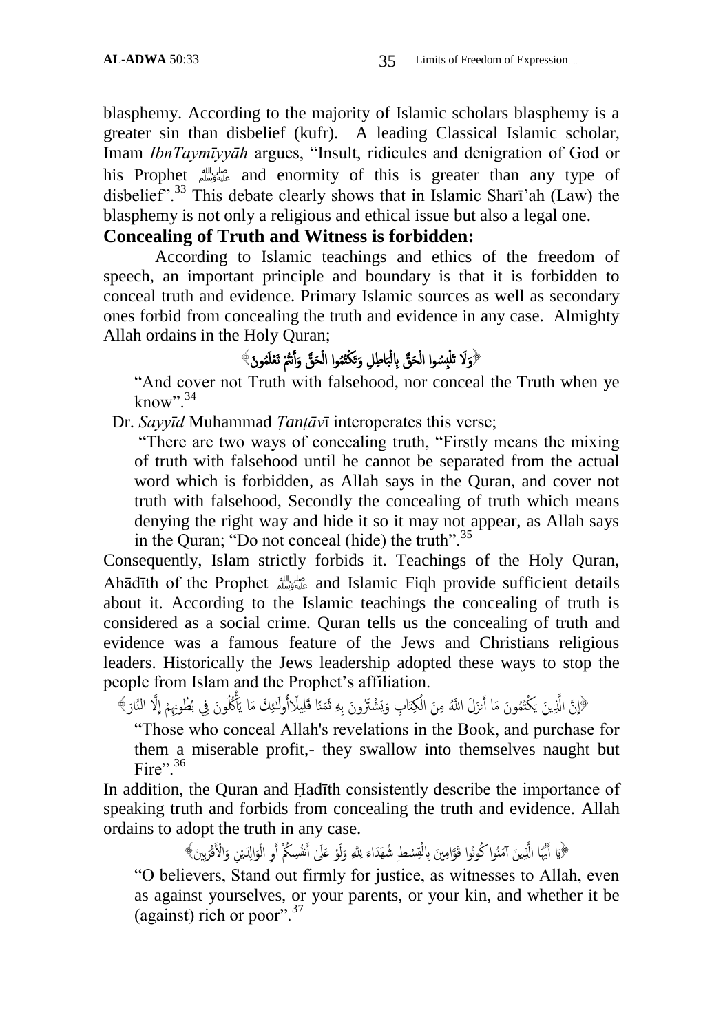blasphemy. According to the majority of Islamic scholars blasphemy is a greater sin than disbelief (kufr). A leading Classical Islamic scholar, Imam *IbnTaymīyyāh* argues, "Insult, ridicules and denigration of God or his Prophet ﷺ and enormity of this is greater than any type of disbelief".[33] This debate clearly shows that in Islamic Sharī'ah (Law) the blasphemy is not only a religious and ethical issue but also a legal one.

## Concealing of Truth and Witness is forbidden:

According to Islamic teachings and ethics of the freedom of speech, an important principle and boundary is that it is forbidden to conceal truth and evidence. Primary Islamic sources as well as secondary ones forbid from concealing the truth and evidence in any case. Almighty Allah ordains in the Holy Quran;

﴿وَلَا تَلْبِسُوا الْحَقَّ بِالْبَاطِلِ وَتَكْتُمُوا الْحَقَّ وَأَنتُمْ تَعْلَمُونَ﴾

"And cover not Truth with falsehood, nor conceal the Truth when ye know".[34]

Dr. *Sayyīd* Muhammad *Ṭanṭāvī* interoperates this verse;

"There are two ways of concealing truth, "Firstly means the mixing of truth with falsehood until he cannot be separated from the actual word which is forbidden, as Allah says in the Quran, and cover not truth with falsehood, Secondly the concealing of truth which means denying the right way and hide it so it may not appear, as Allah says in the Quran; "Do not conceal (hide) the truth".[35]

Consequently, Islam strictly forbids it. Teachings of the Holy Quran, Ahādīth of the Prophet ﷺ and Islamic Fiqh provide sufficient details about it. According to the Islamic teachings the concealing of truth is considered as a social crime. Quran tells us the concealing of truth and evidence was a famous feature of the Jews and Christians religious leaders. Historically the Jews leadership adopted these ways to stop the people from Islam and the Prophet's affiliation.

﴿إِنَّ الَّذِينَ يَكْتُمُونَ مَا أَنزَلَ اللَّهُ مِنَ الْكِتَابِ وَيَشْتَرُونَ بِهِ ثَمَنًا قَلِيلًاأُولَئِكَ مَا يَأْكُلُونَ فِي بُطُونِهِمْ إِلَّا النَّارَ﴾

"Those who conceal Allah's revelations in the Book, and purchase for them a miserable profit,- they swallow into themselves naught but Fire".[36]

In addition, the Quran and Ḥadīth consistently describe the importance of speaking truth and forbids from concealing the truth and evidence. Allah ordains to adopt the truth in any case.

﴿يَا أَيُّهَا الَّذِينَ آمَنُوا كُونُوا قَوَّامِينَ بِالْقِسْطِ شُهَدَاءَ لِلَّهِ وَلَوْ عَلَىٰ أَنفُسِكُمْ أَوِ الْوَالِدَيْنِ وَالْأَقْرَبِينَ﴾

"O believers, Stand out firmly for justice, as witnesses to Allah, even as against yourselves, or your parents, or your kin, and whether it be (against) rich or poor".[37]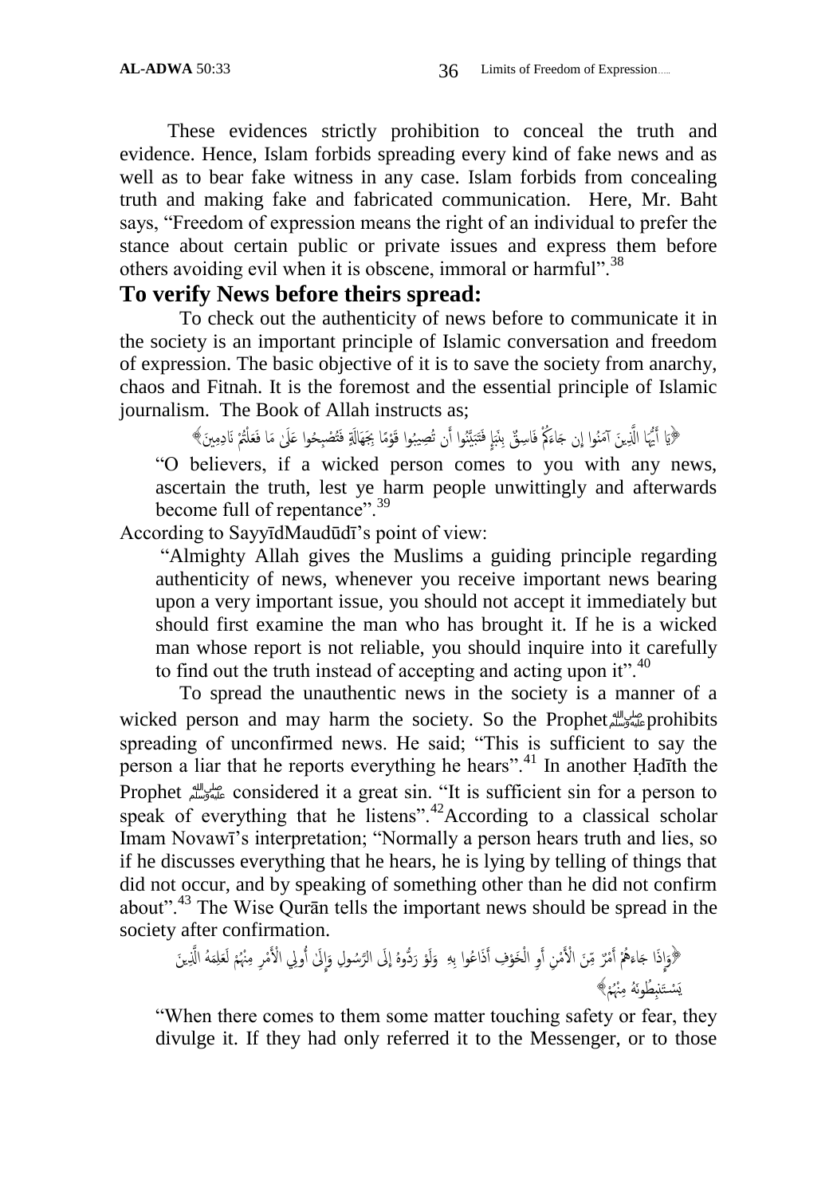These evidences strictly prohibition to conceal the truth and evidence. Hence, Islam forbids spreading every kind of fake news and as well as to bear fake witness in any case. Islam forbids from concealing truth and making fake and fabricated communication. Here, Mr. Baht says, "Freedom of expression means the right of an individual to prefer the stance about certain public or private issues and express them before others avoiding evil when it is obscene, immoral or harmful".[38]

## To verify News before theirs spread:

To check out the authenticity of news before to communicate it in the society is an important principle of Islamic conversation and freedom of expression. The basic objective of it is to save the society from anarchy, chaos and Fitnah. It is the foremost and the essential principle of Islamic journalism. The Book of Allah instructs as;

﴿يَا أَيُّهَا الَّذِينَ آمَنُوا إِن جَاءَكُمْ فَاسِقٌ بِنَبَإٍ فَتَبَيَّنُوا أَن تُصِيبُوا قَوْمًا بِجَهَالَةٍ فَتُصْبِحُوا عَلَىٰ مَا فَعَلْتُمْ نَادِمِينَ﴾

"O believers, if a wicked person comes to you with any news, ascertain the truth, lest ye harm people unwittingly and afterwards become full of repentance".[39]

According to SayyīdMaudūdī's point of view:

"Almighty Allah gives the Muslims a guiding principle regarding authenticity of news, whenever you receive important news bearing upon a very important issue, you should not accept it immediately but should first examine the man who has brought it. If he is a wicked man whose report is not reliable, you should inquire into it carefully to find out the truth instead of accepting and acting upon it".[40]

To spread the unauthentic news in the society is a manner of a wicked person and may harm the society. So the Prophet ﷺ prohibits spreading of unconfirmed news. He said; "This is sufficient to say the person a liar that he reports everything he hears".[41] In another Ḥadīth the Prophet ﷺ considered it a great sin. "It is sufficient sin for a person to speak of everything that he listens".[42] According to a classical scholar Imam Novawī's interpretation; "Normally a person hears truth and lies, so if he discusses everything that he hears, he is lying by telling of things that did not occur, and by speaking of something other than he did not confirm about".[43] The Wise Qurān tells the important news should be spread in the society after confirmation.

﴿وَإِذَا جَاءَهُمْ أَمْرٌ مِّنَ الْأَمْنِ أَوِ الْخَوْفِ أَذَاعُوا بِهِ ۖ وَلَوْ رَدُّوهُ إِلَى الرَّسُولِ وَإِلَىٰ أُولِي الْأَمْرِ مِنْهُمْ لَعَلِمَهُ الَّذِينَ يَسْتَنبِطُونَهُ مِنْهُمْ﴾

"When there comes to them some matter touching safety or fear, they divulge it. If they had only referred it to the Messenger, or to those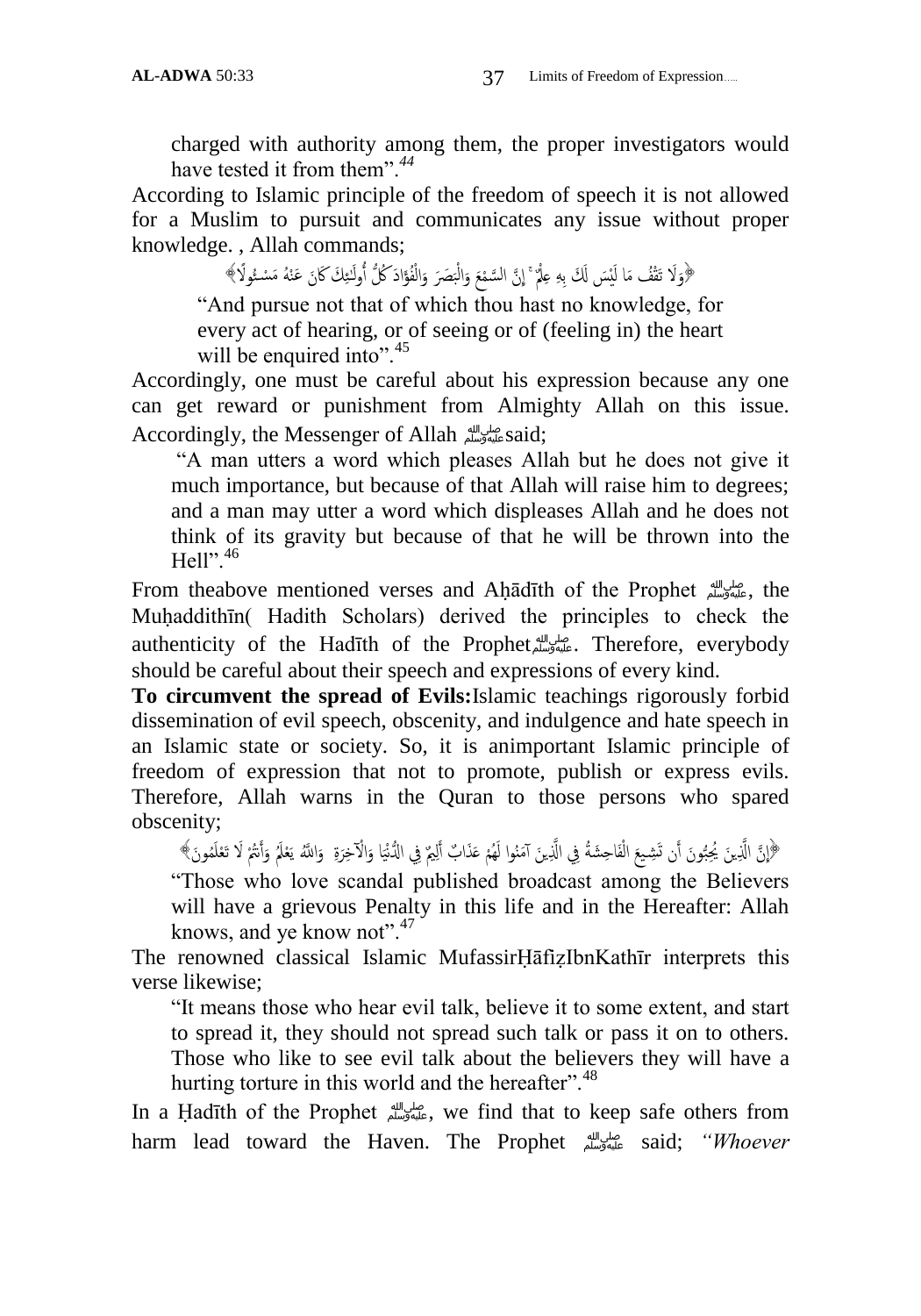charged with authority among them, the proper investigators would have tested it from them".[44]

According to Islamic principle of the freedom of speech it is not allowed for a Muslim to pursuit and communicates any issue without proper knowledge. , Allah commands;

﴿وَلَا تَقْفُ مَا لَيْسَ لَكَ بِهِ عِلْمٌ ۚ إِنَّ السَّمْعَ وَالْبَصَرَ وَالْفُؤَادَ كُلُّ أُولَٰئِكَ كَانَ عَنْهُ مَسْئُولًا﴾

"And pursue not that of which thou hast no knowledge, for every act of hearing, or of seeing or of (feeling in) the heart will be enquired into".[45]

Accordingly, one must be careful about his expression because any one can get reward or punishment from Almighty Allah on this issue. Accordingly, the Messenger of Allah ﷺsaid;

"A man utters a word which pleases Allah but he does not give it much importance, but because of that Allah will raise him to degrees; and a man may utter a word which displeases Allah and he does not think of its gravity but because of that he will be thrown into the Hell".[46]

From theabove mentioned verses and Aḥādīth of the Prophet ﷺ, the Muḥaddithīn( Hadith Scholars) derived the principles to check the authenticity of the Hadīth of the Prophetﷺ. Therefore, everybody should be careful about their speech and expressions of every kind.

**To circumvent the spread of Evils:**Islamic teachings rigorously forbid dissemination of evil speech, obscenity, and indulgence and hate speech in an Islamic state or society. So, it is animportant Islamic principle of freedom of expression that not to promote, publish or express evils. Therefore, Allah warns in the Quran to those persons who spared obscenity;

﴿إِنَّ الَّذِينَ يُحِبُّونَ أَن تَشِيعَ الْفَاحِشَةُ فِي الَّذِينَ آمَنُوا لَهُمْ عَذَابٌ أَلِيمٌ فِي الدُّنْيَا وَالْآخِرَةِ ۚ وَاللَّهُ يَعْلَمُ وَأَنتُمْ لَا تَعْلَمُونَ﴾

"Those who love scandal published broadcast among the Believers will have a grievous Penalty in this life and in the Hereafter: Allah knows, and ye know not".[47]

The renowned classical Islamic MufassirḤāfiẓIbnKathīr interprets this verse likewise;

"It means those who hear evil talk, believe it to some extent, and start to spread it, they should not spread such talk or pass it on to others. Those who like to see evil talk about the believers they will have a hurting torture in this world and the hereafter".[48]

In a Ḥadīth of the Prophet ﷺ, we find that to keep safe others from harm lead toward the Haven. The Prophet ﷺ said; *"Whoever*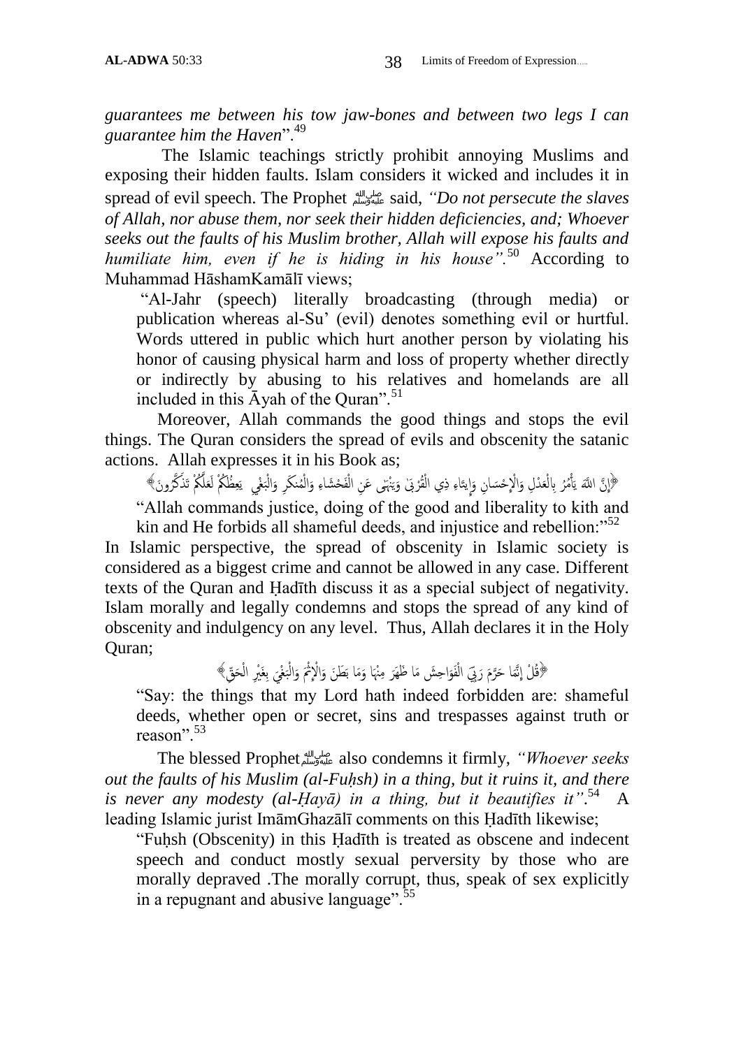*guarantees me between his tow jaw-bones and between two legs I can guarantee him the Haven*".[49]

The Islamic teachings strictly prohibit annoying Muslims and exposing their hidden faults. Islam considers it wicked and includes it in spread of evil speech. The Prophet ﷺ said, *"Do not persecute the slaves of Allah, nor abuse them, nor seek their hidden deficiencies, and; Whoever seeks out the faults of his Muslim brother, Allah will expose his faults and humiliate him, even if he is hiding in his house".*[50] According to Muhammad HāshamKamālī views;

> "Al-Jahr (speech) literally broadcasting (through media) or publication whereas al-Su' (evil) denotes something evil or hurtful. Words uttered in public which hurt another person by violating his honor of causing physical harm and loss of property whether directly or indirectly by abusing to his relatives and homelands are all included in this Āyah of the Quran".[51]

Moreover, Allah commands the good things and stops the evil things. The Quran considers the spread of evils and obscenity the satanic actions. Allah expresses it in his Book as;

﴿إِنَّ اللَّهَ يَأْمُرُ بِالْعَدْلِ وَالْإِحْسَانِ وَإِيتَاءِ ذِي الْقُرْبَىٰ وَيَنْهَىٰ عَنِ الْفَحْشَاءِ وَالْمُنكَرِ وَالْبَغْيِ ۚ يَعِظُكُمْ لَعَلَّكُمْ تَذَكَّرُونَ﴾

"Allah commands justice, doing of the good and liberality to kith and kin and He forbids all shameful deeds, and injustice and rebellion:"[52]

In Islamic perspective, the spread of obscenity in Islamic society is considered as a biggest crime and cannot be allowed in any case. Different texts of the Quran and Ḥadīth discuss it as a special subject of negativity. Islam morally and legally condemns and stops the spread of any kind of obscenity and indulgency on any level. Thus, Allah declares it in the Holy Quran;

﴿قُلْ إِنَّمَا حَرَّمَ رَبِّيَ الْفَوَاحِشَ مَا ظَهَرَ مِنْهَا وَمَا بَطَنَ وَالْإِثْمَ وَالْبَغْيَ بِغَيْرِ الْحَقِّ﴾

"Say: the things that my Lord hath indeed forbidden are: shameful deeds, whether open or secret, sins and trespasses against truth or reason".[53]

The blessed Prophetﷺ also condemns it firmly, *"Whoever seeks out the faults of his Muslim (al-Fuḥsh) in a thing, but it ruins it, and there is never any modesty (al-Ḥayā) in a thing, but it beautifies it".*[54] A leading Islamic jurist ImāmGhazālī comments on this Ḥadīth likewise;

> "Fuḥsh (Obscenity) in this Ḥadīth is treated as obscene and indecent speech and conduct mostly sexual perversity by those who are morally depraved .The morally corrupt, thus, speak of sex explicitly in a repugnant and abusive language".[55]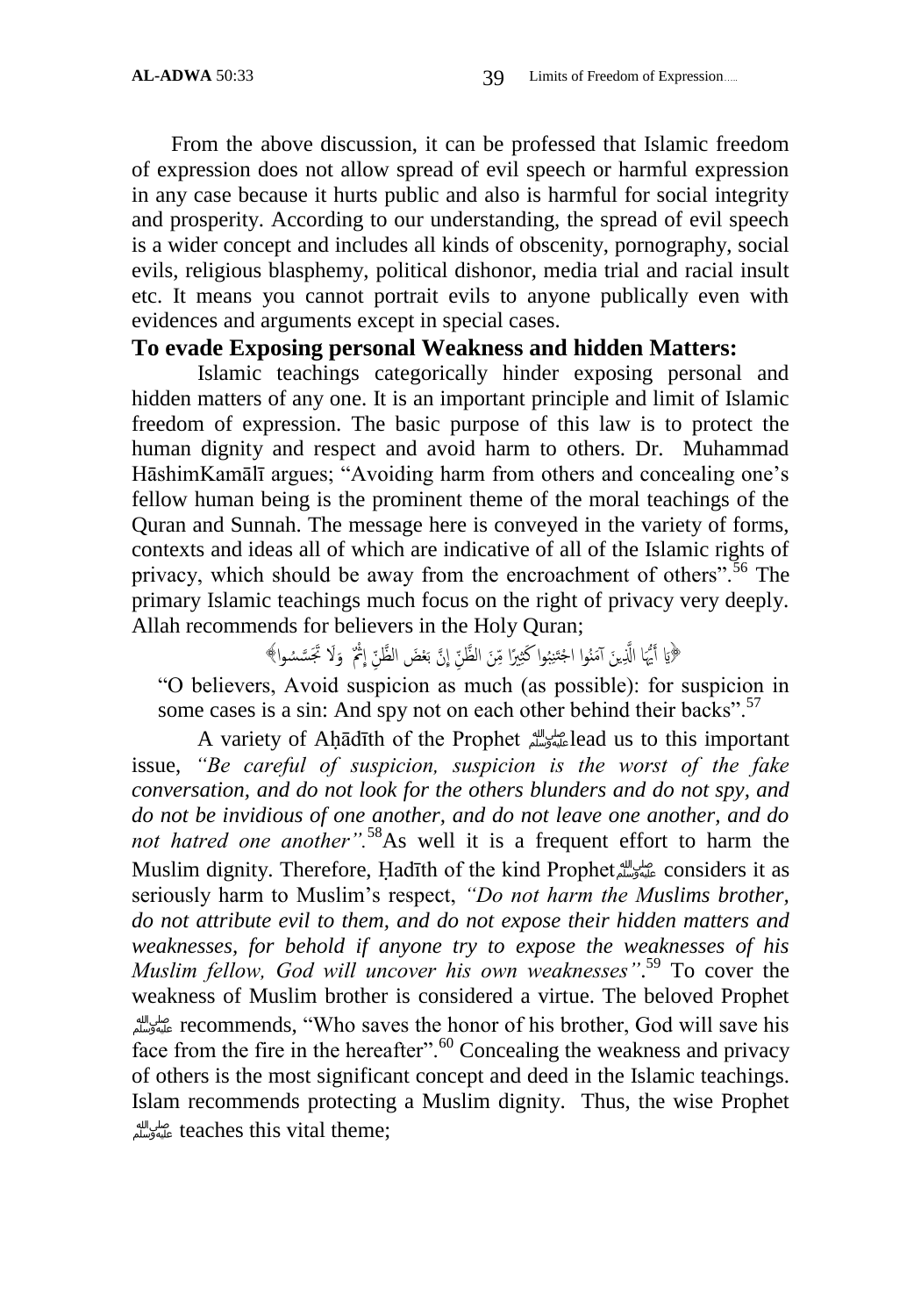From the above discussion, it can be professed that Islamic freedom of expression does not allow spread of evil speech or harmful expression in any case because it hurts public and also is harmful for social integrity and prosperity. According to our understanding, the spread of evil speech is a wider concept and includes all kinds of obscenity, pornography, social evils, religious blasphemy, political dishonor, media trial and racial insult etc. It means you cannot portrait evils to anyone publically even with evidences and arguments except in special cases.

## To evade Exposing personal Weakness and hidden Matters:

Islamic teachings categorically hinder exposing personal and hidden matters of any one. It is an important principle and limit of Islamic freedom of expression. The basic purpose of this law is to protect the human dignity and respect and avoid harm to others. Dr. Muhammad HāshimKamālī argues; "Avoiding harm from others and concealing one's fellow human being is the prominent theme of the moral teachings of the Quran and Sunnah. The message here is conveyed in the variety of forms, contexts and ideas all of which are indicative of all of the Islamic rights of privacy, which should be away from the encroachment of others".[56] The primary Islamic teachings much focus on the right of privacy very deeply. Allah recommends for believers in the Holy Quran;

﴿يَا أَيُّهَا الَّذِينَ آمَنُوا اجْتَنِبُوا كَثِيرًا مِّنَ الظَّنِّ إِنَّ بَعْضَ الظَّنِّ إِثْمٌ وَلَا تَجَسَّسُوا﴾

"O believers, Avoid suspicion as much (as possible): for suspicion in some cases is a sin: And spy not on each other behind their backs".[57]

A variety of Aḥādīth of the Prophet ﷺ lead us to this important issue, *"Be careful of suspicion, suspicion is the worst of the fake conversation, and do not look for the others blunders and do not spy, and do not be invidious of one another, and do not leave one another, and do not hatred one another".*[58] As well it is a frequent effort to harm the Muslim dignity. Therefore, Ḥadīth of the kind Prophet ﷺ considers it as seriously harm to Muslim's respect, *"Do not harm the Muslims brother, do not attribute evil to them, and do not expose their hidden matters and weaknesses, for behold if anyone try to expose the weaknesses of his Muslim fellow, God will uncover his own weaknesses".*[59] To cover the weakness of Muslim brother is considered a virtue. The beloved Prophet ﷺ recommends, "Who saves the honor of his brother, God will save his face from the fire in the hereafter".[60] Concealing the weakness and privacy of others is the most significant concept and deed in the Islamic teachings. Islam recommends protecting a Muslim dignity. Thus, the wise Prophet ﷺ teaches this vital theme;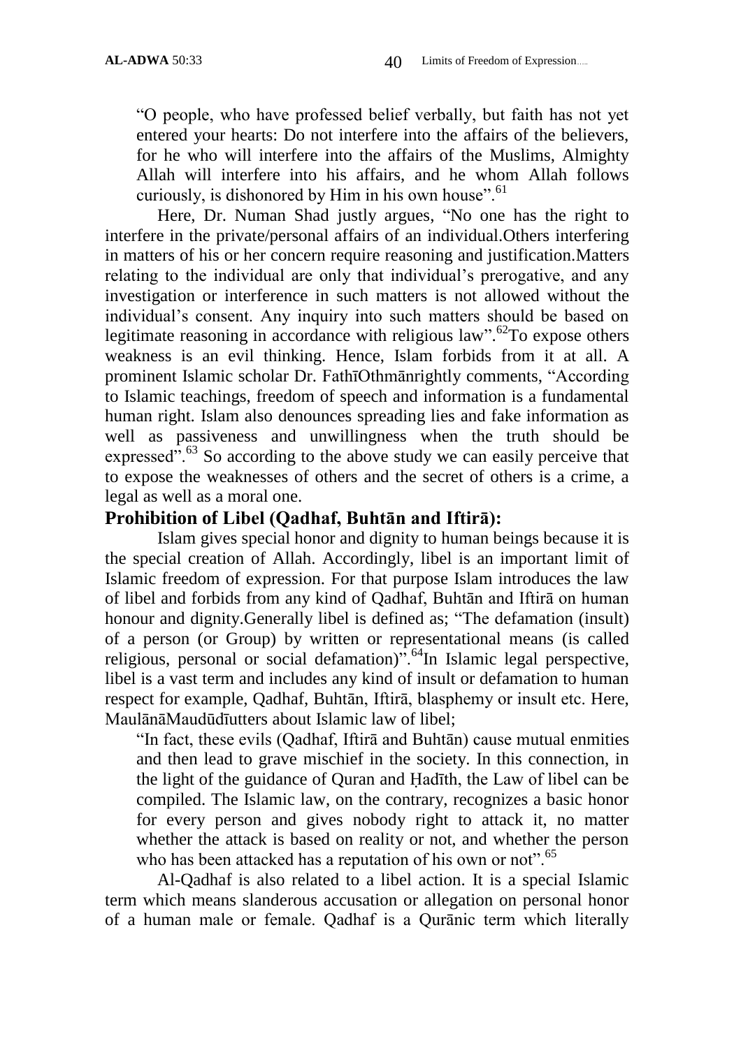"O people, who have professed belief verbally, but faith has not yet entered your hearts: Do not interfere into the affairs of the believers, for he who will interfere into the affairs of the Muslims, Almighty Allah will interfere into his affairs, and he whom Allah follows curiously, is dishonored by Him in his own house".[61]

Here, Dr. Numan Shad justly argues, "No one has the right to interfere in the private/personal affairs of an individual.Others interfering in matters of his or her concern require reasoning and justification.Matters relating to the individual are only that individual's prerogative, and any investigation or interference in such matters is not allowed without the individual's consent. Any inquiry into such matters should be based on legitimate reasoning in accordance with religious law".[62]To expose others weakness is an evil thinking. Hence, Islam forbids from it at all. A prominent Islamic scholar Dr. FathīOthmānrightly comments, "According to Islamic teachings, freedom of speech and information is a fundamental human right. Islam also denounces spreading lies and fake information as well as passiveness and unwillingness when the truth should be expressed".[63] So according to the above study we can easily perceive that to expose the weaknesses of others and the secret of others is a crime, a legal as well as a moral one.

## Prohibition of Libel (Qadhaf, Buhtān and Iftirā):

Islam gives special honor and dignity to human beings because it is the special creation of Allah. Accordingly, libel is an important limit of Islamic freedom of expression. For that purpose Islam introduces the law of libel and forbids from any kind of Qadhaf, Buhtān and Iftirā on human honour and dignity.Generally libel is defined as; "The defamation (insult) of a person (or Group) by written or representational means (is called religious, personal or social defamation)".[64]In Islamic legal perspective, libel is a vast term and includes any kind of insult or defamation to human respect for example, Qadhaf, Buhtān, Iftirā, blasphemy or insult etc. Here, MaulānāMaudūdīutters about Islamic law of libel;

"In fact, these evils (Qadhaf, Iftirā and Buhtān) cause mutual enmities and then lead to grave mischief in the society. In this connection, in the light of the guidance of Quran and Ḥadīth, the Law of libel can be compiled. The Islamic law, on the contrary, recognizes a basic honor for every person and gives nobody right to attack it, no matter whether the attack is based on reality or not, and whether the person who has been attacked has a reputation of his own or not".[65]

Al-Qadhaf is also related to a libel action. It is a special Islamic term which means slanderous accusation or allegation on personal honor of a human male or female. Qadhaf is a Qurānic term which literally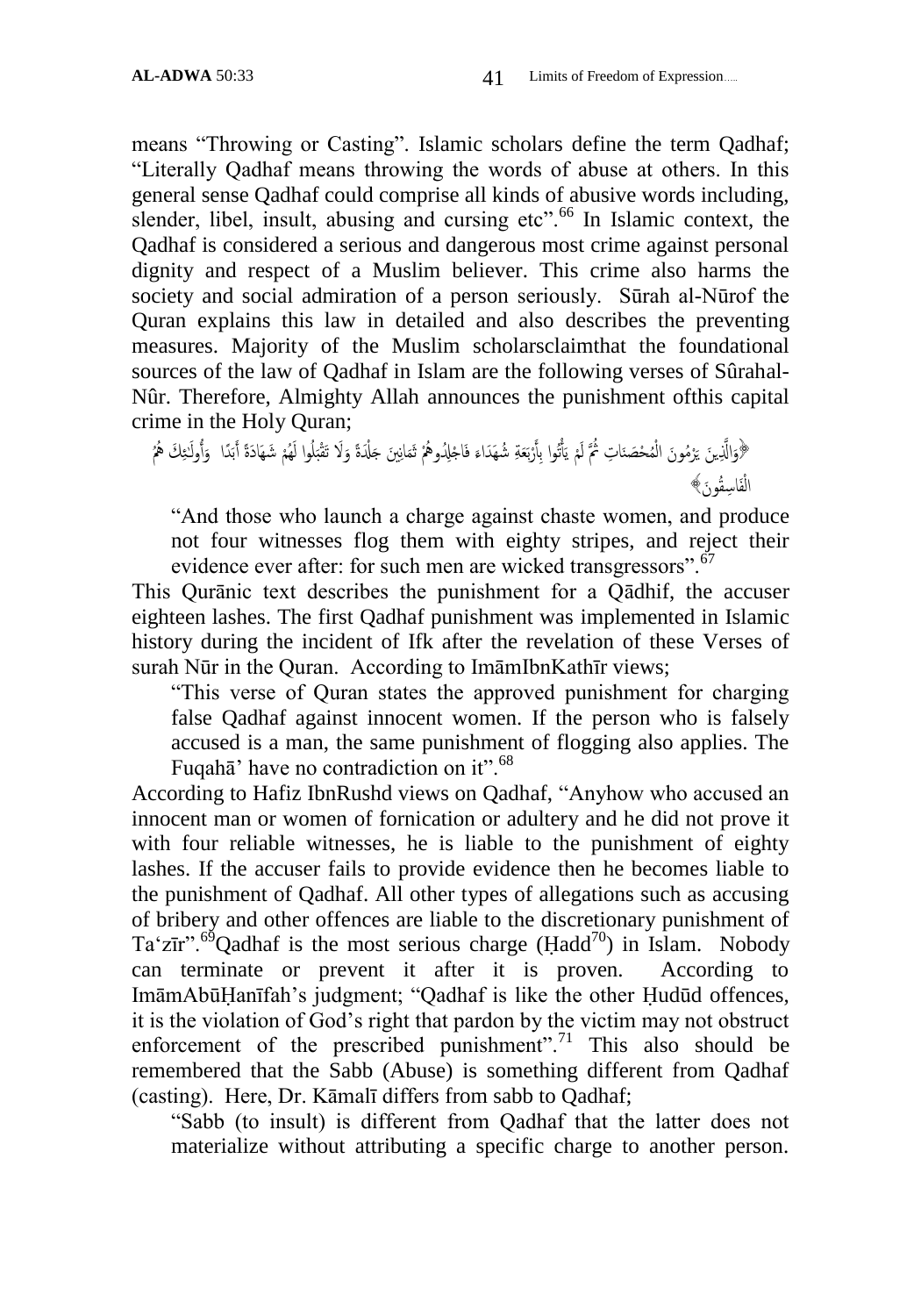means "Throwing or Casting". Islamic scholars define the term Qadhaf; "Literally Qadhaf means throwing the words of abuse at others. In this general sense Qadhaf could comprise all kinds of abusive words including, slender, libel, insult, abusing and cursing etc".[66] In Islamic context, the Qadhaf is considered a serious and dangerous most crime against personal dignity and respect of a Muslim believer. This crime also harms the society and social admiration of a person seriously. Sūrah al-Nūrof the Quran explains this law in detailed and also describes the preventing measures. Majority of the Muslim scholarsclaimthat the foundational sources of the law of Qadhaf in Islam are the following verses of Sûrahal-Nûr. Therefore, Almighty Allah announces the punishment ofthis capital crime in the Holy Quran;

﴿وَالَّذِينَ يَرْمُونَ الْمُحْصَنَاتِ ثُمَّ لَمْ يَأْتُوا بِأَرْبَعَةِ شُهَدَاء فَاجْلِدُوهُمْ ثَمَانِينَ جَلْدَةً وَلَا تَقْبَلُوا لَهُمْ شَهَادَةً أَبَدًا وَأُولَئِكَ هُمُ الْفَاسِقُونَ﴾

> "And those who launch a charge against chaste women, and produce not four witnesses flog them with eighty stripes, and reject their evidence ever after: for such men are wicked transgressors".[67]

This Qurānic text describes the punishment for a Qādhif, the accuser eighteen lashes. The first Qadhaf punishment was implemented in Islamic history during the incident of Ifk after the revelation of these Verses of surah Nūr in the Quran. According to ImāmIbnKathīr views;

> "This verse of Quran states the approved punishment for charging false Qadhaf against innocent women. If the person who is falsely accused is a man, the same punishment of flogging also applies. The Fuqahā' have no contradiction on it".[68]

According to Hafiz IbnRushd views on Qadhaf, "Anyhow who accused an innocent man or women of fornication or adultery and he did not prove it with four reliable witnesses, he is liable to the punishment of eighty lashes. If the accuser fails to provide evidence then he becomes liable to the punishment of Qadhaf. All other types of allegations such as accusing of bribery and other offences are liable to the discretionary punishment of Ta'zīr".[69]Qadhaf is the most serious charge (Ḥadd[70]) in Islam. Nobody can terminate or prevent it after it is proven. According to ImāmAbūḤanīfah's judgment; "Qadhaf is like the other Ḥudūd offences, it is the violation of God's right that pardon by the victim may not obstruct enforcement of the prescribed punishment".[71] This also should be remembered that the Sabb (Abuse) is something different from Qadhaf (casting). Here, Dr. Kāmalī differs from sabb to Qadhaf;

> "Sabb (to insult) is different from Qadhaf that the latter does not materialize without attributing a specific charge to another person.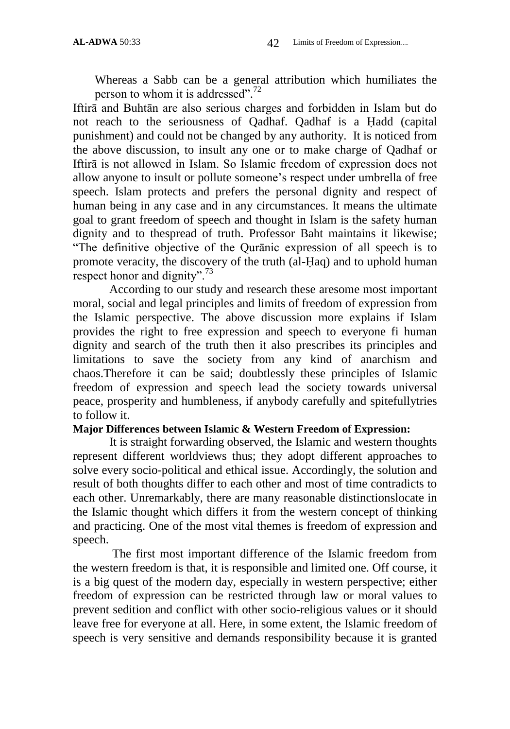Whereas a Sabb can be a general attribution which humiliates the person to whom it is addressed".[72]

Iftirā and Buhtān are also serious charges and forbidden in Islam but do not reach to the seriousness of Qadhaf. Qadhaf is a Ḥadd (capital punishment) and could not be changed by any authority. It is noticed from the above discussion, to insult any one or to make charge of Qadhaf or Iftirā is not allowed in Islam. So Islamic freedom of expression does not allow anyone to insult or pollute someone's respect under umbrella of free speech. Islam protects and prefers the personal dignity and respect of human being in any case and in any circumstances. It means the ultimate goal to grant freedom of speech and thought in Islam is the safety human dignity and to thespread of truth. Professor Baht maintains it likewise; "The definitive objective of the Qurānic expression of all speech is to promote veracity, the discovery of the truth (al-Ḥaq) and to uphold human respect honor and dignity".[73]

According to our study and research these aresome most important moral, social and legal principles and limits of freedom of expression from the Islamic perspective. The above discussion more explains if Islam provides the right to free expression and speech to everyone fi human dignity and search of the truth then it also prescribes its principles and limitations to save the society from any kind of anarchism and chaos.Therefore it can be said; doubtlessly these principles of Islamic freedom of expression and speech lead the society towards universal peace, prosperity and humbleness, if anybody carefully and spitefullytries to follow it.

**Major Differences between Islamic & Western Freedom of Expression:**

It is straight forwarding observed, the Islamic and western thoughts represent different worldviews thus; they adopt different approaches to solve every socio-political and ethical issue. Accordingly, the solution and result of both thoughts differ to each other and most of time contradicts to each other. Unremarkably, there are many reasonable distinctionslocate in the Islamic thought which differs it from the western concept of thinking and practicing. One of the most vital themes is freedom of expression and speech.

The first most important difference of the Islamic freedom from the western freedom is that, it is responsible and limited one. Off course, it is a big quest of the modern day, especially in western perspective; either freedom of expression can be restricted through law or moral values to prevent sedition and conflict with other socio-religious values or it should leave free for everyone at all. Here, in some extent, the Islamic freedom of speech is very sensitive and demands responsibility because it is granted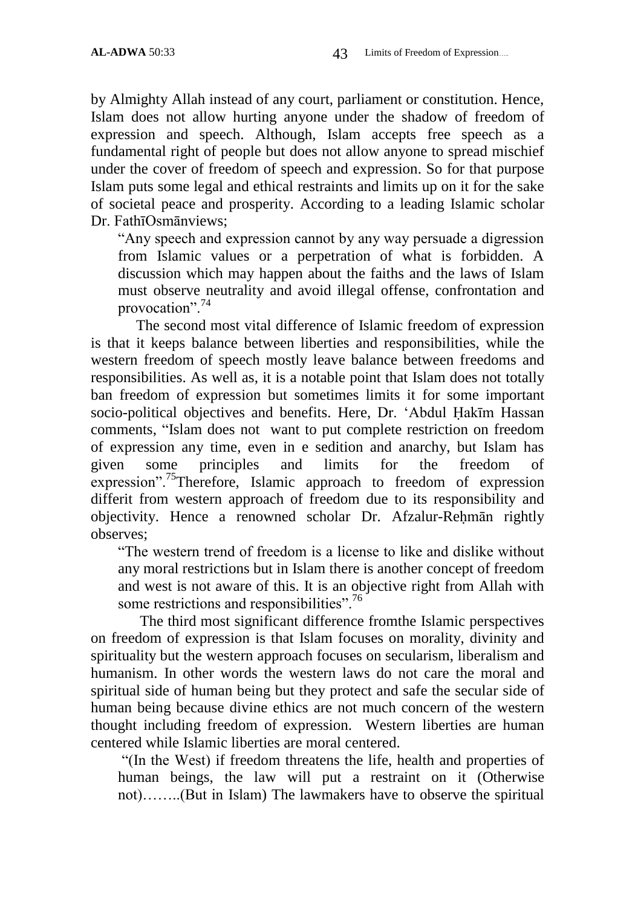by Almighty Allah instead of any court, parliament or constitution. Hence, Islam does not allow hurting anyone under the shadow of freedom of expression and speech. Although, Islam accepts free speech as a fundamental right of people but does not allow anyone to spread mischief under the cover of freedom of speech and expression. So for that purpose Islam puts some legal and ethical restraints and limits up on it for the sake of societal peace and prosperity. According to a leading Islamic scholar Dr. FathīOsmānviews;

> "Any speech and expression cannot by any way persuade a digression from Islamic values or a perpetration of what is forbidden. A discussion which may happen about the faiths and the laws of Islam must observe neutrality and avoid illegal offense, confrontation and provocation".[74]

The second most vital difference of Islamic freedom of expression is that it keeps balance between liberties and responsibilities, while the western freedom of speech mostly leave balance between freedoms and responsibilities. As well as, it is a notable point that Islam does not totally ban freedom of expression but sometimes limits it for some important socio-political objectives and benefits. Here, Dr. 'Abdul Ḥakīm Hassan comments, "Islam does not want to put complete restriction on freedom of expression any time, even in e sedition and anarchy, but Islam has given some principles and limits for the freedom of expression".[75]Therefore, Islamic approach to freedom of expression differit from western approach of freedom due to its responsibility and objectivity. Hence a renowned scholar Dr. Afzalur-Reḥmān rightly observes;

> "The western trend of freedom is a license to like and dislike without any moral restrictions but in Islam there is another concept of freedom and west is not aware of this. It is an objective right from Allah with some restrictions and responsibilities".[76]

The third most significant difference fromthe Islamic perspectives on freedom of expression is that Islam focuses on morality, divinity and spirituality but the western approach focuses on secularism, liberalism and humanism. In other words the western laws do not care the moral and spiritual side of human being but they protect and safe the secular side of human being because divine ethics are not much concern of the western thought including freedom of expression. Western liberties are human centered while Islamic liberties are moral centered.

> "(In the West) if freedom threatens the life, health and properties of human beings, the law will put a restraint on it (Otherwise not)……..(But in Islam) The lawmakers have to observe the spiritual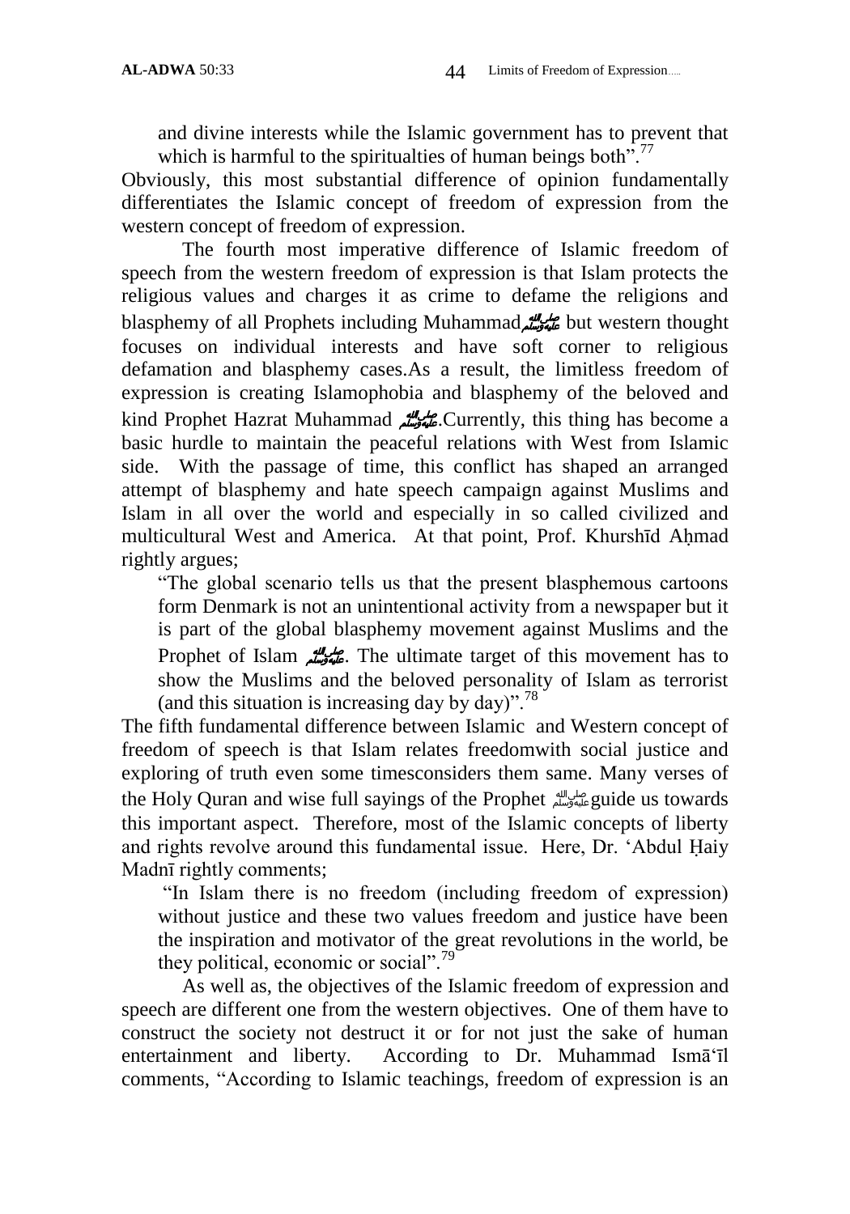and divine interests while the Islamic government has to prevent that which is harmful to the spiritualties of human beings both".[77]

Obviously, this most substantial difference of opinion fundamentally differentiates the Islamic concept of freedom of expression from the western concept of freedom of expression.

The fourth most imperative difference of Islamic freedom of speech from the western freedom of expression is that Islam protects the religious values and charges it as crime to defame the religions and blasphemy of all Prophets including Muhammadﷺ but western thought focuses on individual interests and have soft corner to religious defamation and blasphemy cases.As a result, the limitless freedom of expression is creating Islamophobia and blasphemy of the beloved and kind Prophet Hazrat Muhammad ﷺ.Currently, this thing has become a basic hurdle to maintain the peaceful relations with West from Islamic side. With the passage of time, this conflict has shaped an arranged attempt of blasphemy and hate speech campaign against Muslims and Islam in all over the world and especially in so called civilized and multicultural West and America. At that point, Prof. Khurshīd Aḥmad rightly argues;

> "The global scenario tells us that the present blasphemous cartoons form Denmark is not an unintentional activity from a newspaper but it is part of the global blasphemy movement against Muslims and the Prophet of Islam ﷺ. The ultimate target of this movement has to show the Muslims and the beloved personality of Islam as terrorist (and this situation is increasing day by day)".[78]

The fifth fundamental difference between Islamic and Western concept of freedom of speech is that Islam relates freedomwith social justice and exploring of truth even some timesconsiders them same. Many verses of the Holy Quran and wise full sayings of the Prophet ﷺguide us towards this important aspect. Therefore, most of the Islamic concepts of liberty and rights revolve around this fundamental issue. Here, Dr. 'Abdul Ḥaiy Madnī rightly comments;

> "In Islam there is no freedom (including freedom of expression) without justice and these two values freedom and justice have been the inspiration and motivator of the great revolutions in the world, be they political, economic or social".[79]

As well as, the objectives of the Islamic freedom of expression and speech are different one from the western objectives. One of them have to construct the society not destruct it or for not just the sake of human entertainment and liberty. According to Dr. Muhammad Ismā'īl comments, "According to Islamic teachings, freedom of expression is an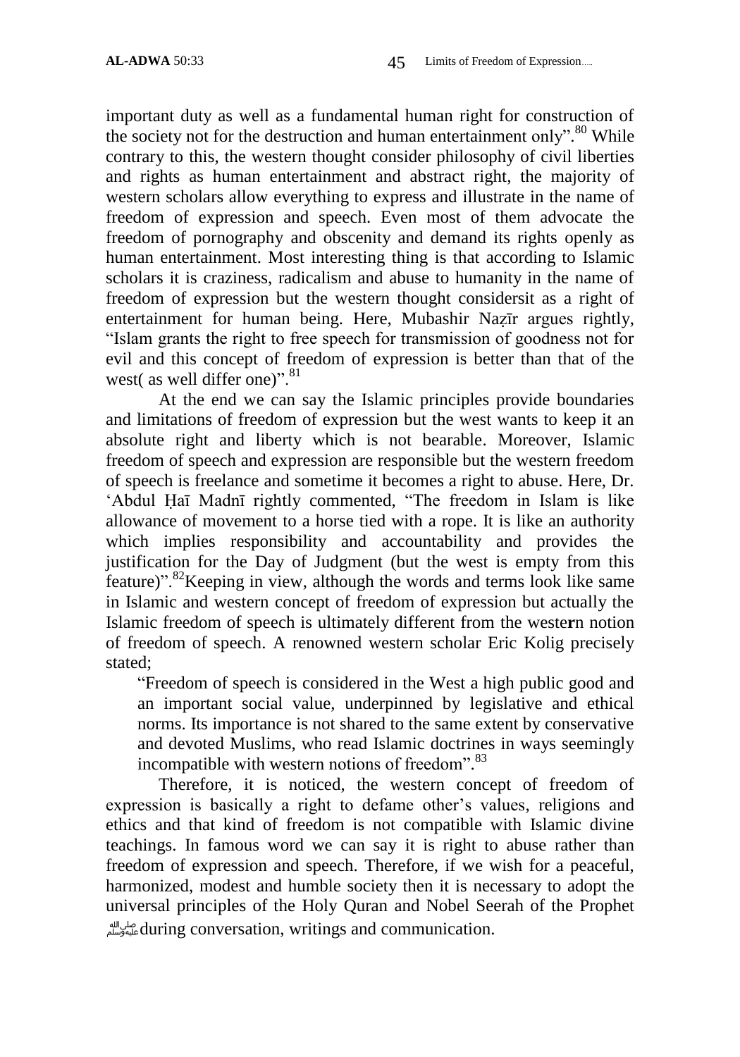important duty as well as a fundamental human right for construction of the society not for the destruction and human entertainment only".[80] While contrary to this, the western thought consider philosophy of civil liberties and rights as human entertainment and abstract right, the majority of western scholars allow everything to express and illustrate in the name of freedom of expression and speech. Even most of them advocate the freedom of pornography and obscenity and demand its rights openly as human entertainment. Most interesting thing is that according to Islamic scholars it is craziness, radicalism and abuse to humanity in the name of freedom of expression but the western thought considersit as a right of entertainment for human being. Here, Mubashir Naẓīr argues rightly, "Islam grants the right to free speech for transmission of goodness not for evil and this concept of freedom of expression is better than that of the west( as well differ one)".[81]

At the end we can say the Islamic principles provide boundaries and limitations of freedom of expression but the west wants to keep it an absolute right and liberty which is not bearable. Moreover, Islamic freedom of speech and expression are responsible but the western freedom of speech is freelance and sometime it becomes a right to abuse. Here, Dr. 'Abdul Ḥaī Madnī rightly commented, "The freedom in Islam is like allowance of movement to a horse tied with a rope. It is like an authority which implies responsibility and accountability and provides the justification for the Day of Judgment (but the west is empty from this feature)".[82]Keeping in view, although the words and terms look like same in Islamic and western concept of freedom of expression but actually the Islamic freedom of speech is ultimately different from the western notion of freedom of speech. A renowned western scholar Eric Kolig precisely stated;

> "Freedom of speech is considered in the West a high public good and an important social value, underpinned by legislative and ethical norms. Its importance is not shared to the same extent by conservative and devoted Muslims, who read Islamic doctrines in ways seemingly incompatible with western notions of freedom".[83]

Therefore, it is noticed, the western concept of freedom of expression is basically a right to defame other's values, religions and ethics and that kind of freedom is not compatible with Islamic divine teachings. In famous word we can say it is right to abuse rather than freedom of expression and speech. Therefore, if we wish for a peaceful, harmonized, modest and humble society then it is necessary to adopt the universal principles of the Holy Quran and Nobel Seerah of the Prophet ﷺ during conversation, writings and communication.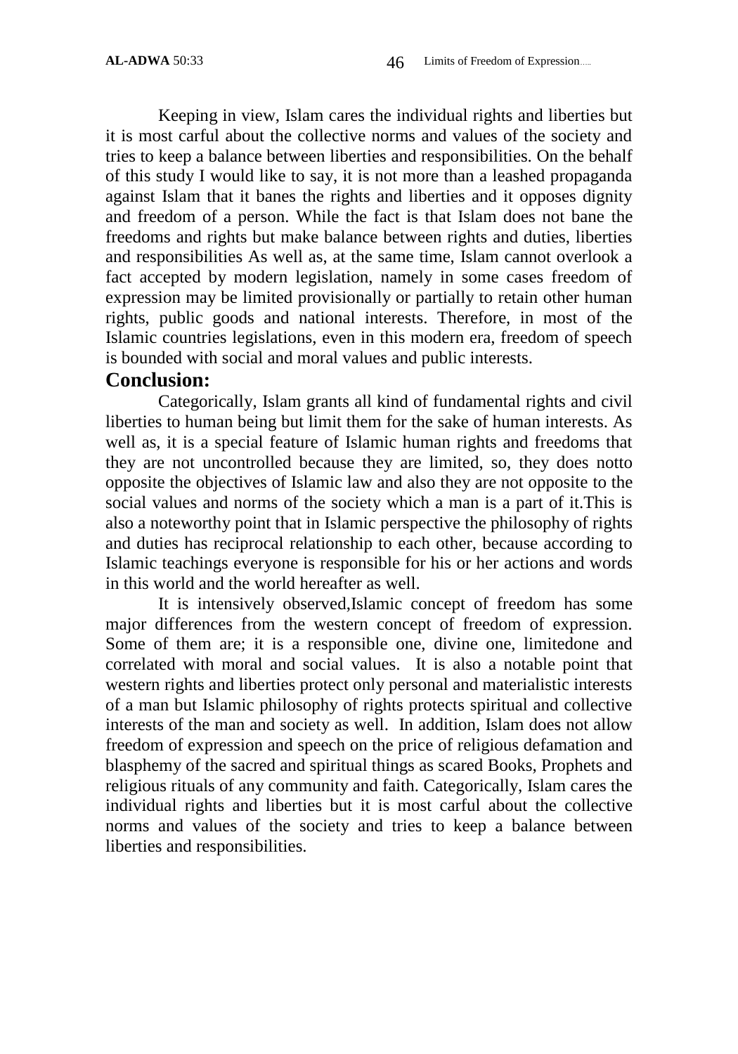Keeping in view, Islam cares the individual rights and liberties but it is most carful about the collective norms and values of the society and tries to keep a balance between liberties and responsibilities. On the behalf of this study I would like to say, it is not more than a leashed propaganda against Islam that it banes the rights and liberties and it opposes dignity and freedom of a person. While the fact is that Islam does not bane the freedoms and rights but make balance between rights and duties, liberties and responsibilities As well as, at the same time, Islam cannot overlook a fact accepted by modern legislation, namely in some cases freedom of expression may be limited provisionally or partially to retain other human rights, public goods and national interests. Therefore, in most of the Islamic countries legislations, even in this modern era, freedom of speech is bounded with social and moral values and public interests.

## Conclusion:

Categorically, Islam grants all kind of fundamental rights and civil liberties to human being but limit them for the sake of human interests. As well as, it is a special feature of Islamic human rights and freedoms that they are not uncontrolled because they are limited, so, they does notto opposite the objectives of Islamic law and also they are not opposite to the social values and norms of the society which a man is a part of it.This is also a noteworthy point that in Islamic perspective the philosophy of rights and duties has reciprocal relationship to each other, because according to Islamic teachings everyone is responsible for his or her actions and words in this world and the world hereafter as well.

It is intensively observed,Islamic concept of freedom has some major differences from the western concept of freedom of expression. Some of them are; it is a responsible one, divine one, limitedone and correlated with moral and social values. It is also a notable point that western rights and liberties protect only personal and materialistic interests of a man but Islamic philosophy of rights protects spiritual and collective interests of the man and society as well. In addition, Islam does not allow freedom of expression and speech on the price of religious defamation and blasphemy of the sacred and spiritual things as scared Books, Prophets and religious rituals of any community and faith. Categorically, Islam cares the individual rights and liberties but it is most carful about the collective norms and values of the society and tries to keep a balance between liberties and responsibilities.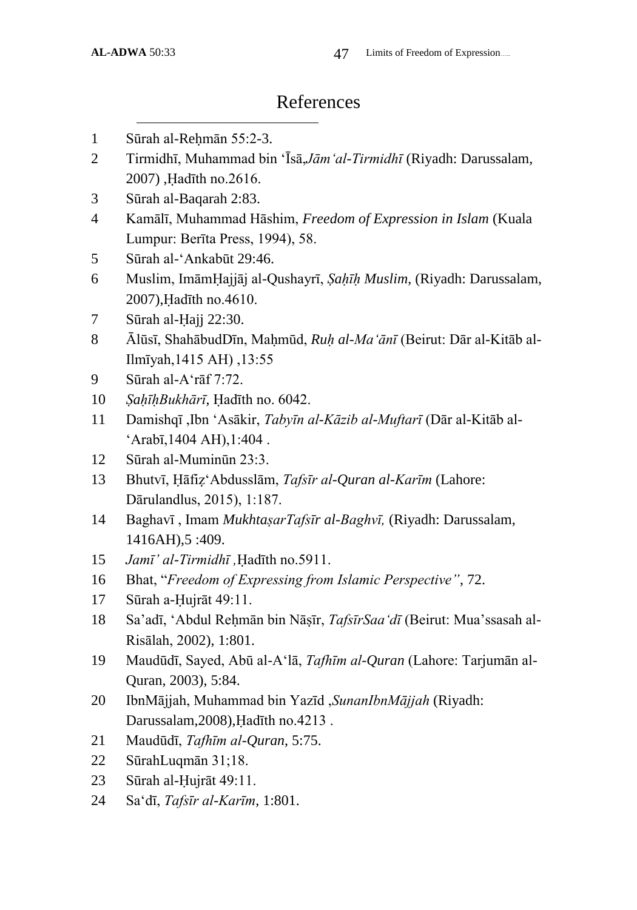# References

1. Sūrah al-Reḥmān 55:2-3.
2. Tirmidhī, Muhammad bin ʻĪsā,*Jām'al-Tirmidhī* (Riyadh: Darussalam, 2007) ,Ḥadīth no.2616.
3. Sūrah al-Baqarah 2:83.
4. Kamālī, Muhammad Hāshim, *Freedom of Expression in Islam* (Kuala Lumpur: Berīta Press, 1994), 58.
5. Sūrah al-'Ankabūt 29:46.
6. Muslim, ImāmḤajjāj al-Qushayrī, *Ṣaḥīḥ Muslim*, (Riyadh: Darussalam, 2007),Ḥadīth no.4610.
7. Sūrah al-Ḥajj 22:30.
8. Ālūsī, ShahābudDīn, Maḥmūd, *Ruḥ al-Ma'ānī* (Beirut: Dār al-Kitāb al-Ilmīyah,1415 AH) ,13:55
9. Sūrah al-A'rāf 7:72.
10. *ṢaḥīḥBukhārī*, Ḥadīth no. 6042.
11. Damishqī ,Ibn 'Asākir, *Tabyīn al-Kāzib al-Muftarī* (Dār al-Kitāb al-'Arabī,1404 AH),1:404 .
12. Sūrah al-Muminūn 23:3.
13. Bhutvī, Ḥāfiẓ'Abdusslām, *Tafsīr al-Quran al-Karīm* (Lahore: Dārulandlus, 2015), 1:187.
14. Baghavī , Imam *MukhtaṣarTafsīr al-Baghvī,* (Riyadh: Darussalam, 1416AH),5 :409.
15. *Jamī' al-Tirmidhī ,*Ḥadīth no.5911.
16. Bhat, "*Freedom of Expressing from Islamic Perspective"*, 72.
17. Sūrah a-Ḥujrāt 49:11.
18. Sa'adī, 'Abdul Reḥmān bin Nāṣīr, *TafsīrSaa'dī* (Beirut: Mua'ssasah al-Risālah, 2002), 1:801.
19. Maudūdī, Sayed, Abū al-A'lā, *Tafhīm al-Quran* (Lahore: Tarjumān al-Quran, 2003), 5:84.
20. IbnMājjah, Muhammad bin Yazīd ,*SunanIbnMājjah* (Riyadh: Darussalam,2008),Ḥadīth no.4213 .
21. Maudūdī, *Tafhīm al-Quran*, 5:75.
22. SūrahLuqmān 31;18.
23. Sūrah al-Ḥujrāt 49:11.
24. Sa'dī, *Tafsīr al-Karīm*, 1:801.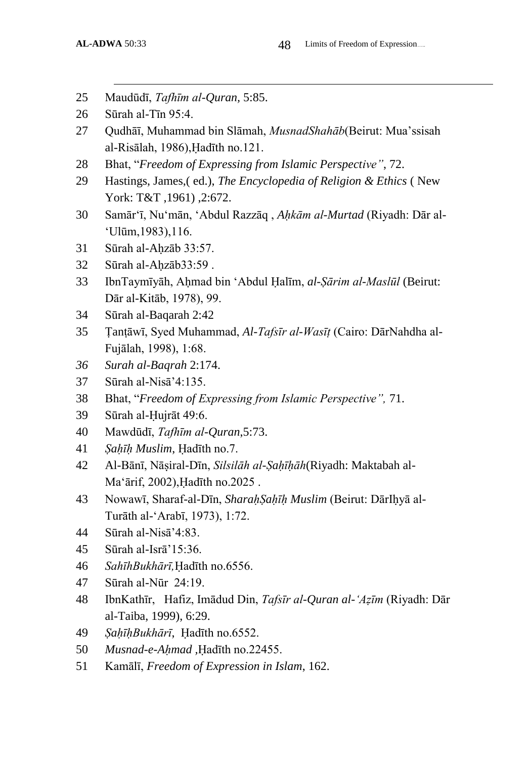25 Maudūdī, *Tafhīm al-Quran,* 5:85.

26 Sūrah al-Tīn 95:4.

27 Qudhāī, Muhammad bin Slāmah, *MusnadShahāb*(Beirut: Mua'ssisah al-Risālah, 1986),Ḥadīth no.121.

28 Bhat, "*Freedom of Expressing from Islamic Perspective"*, 72.

29 Hastings, James,( ed.), *The Encyclopedia of Religion & Ethics* ( New York: T&T ,1961) ,2:672.

30 Samār'ī, Nu'mān, 'Abdul Razzāq , *Aḥkām al-Murtad* (Riyadh: Dār al-'Ulūm,1983),116.

31 Sūrah al-Aḥzāb 33:57.

32 Sūrah al-Aḥzāb33:59 .

33 IbnTaymīyāh, Aḥmad bin 'Abdul Ḥalīm, *al-Ṣārim al-Maslūl* (Beirut: Dār al-Kitāb, 1978), 99.

34 Sūrah al-Baqarah 2:42

35 Ṭanṭāwī, Syed Muhammad, *Al-Tafsīr al-Wasīṭ* (Cairo: DārNahdha al-Fujālah, 1998), 1:68.

*36 Surah al-Baqrah* 2:174.

37 Sūrah al-Nisā'4:135.

38 Bhat, "*Freedom of Expressing from Islamic Perspective",* 71.

39 Sūrah al-Ḥujrāt 49:6.

40 Mawdūdī, *Tafhīm al-Quran,*5:73.

41 *Ṣaḥīḥ Muslim*, Ḥadīth no.7.

42 Al-Bānī, Nāṣiral-Dīn, *Silsilāh al-Ṣaḥīḥāh*(Riyadh: Maktabah al-Ma'ārif, 2002),Ḥadīth no.2025 .

43 Nowawī, Sharaf-al-Dīn, *SharaḥṢaḥīḥ Muslim* (Beirut: DārIḥyā al-Turāth al-'Arabī, 1973), 1:72.

44 Sūrah al-Nisā'4:83.

45 Sūrah al-Isrā'15:36.

46 *SahīhBukhārī,*Ḥadīth no.6556.

47 Sūrah al-Nūr 24:19.

48 IbnKathīr, Hafiz, Imādud Din, *Tafsīr al-Quran al-'Aẓīm* (Riyadh: Dār al-Taiba, 1999), 6:29.

49 *ṢaḥīḥBukhārī*, Ḥadīth no.6552.

50 *Musnad-e-Aḥmad* ,Ḥadīth no.22455.

51 Kamālī, *Freedom of Expression in Islam*, 162.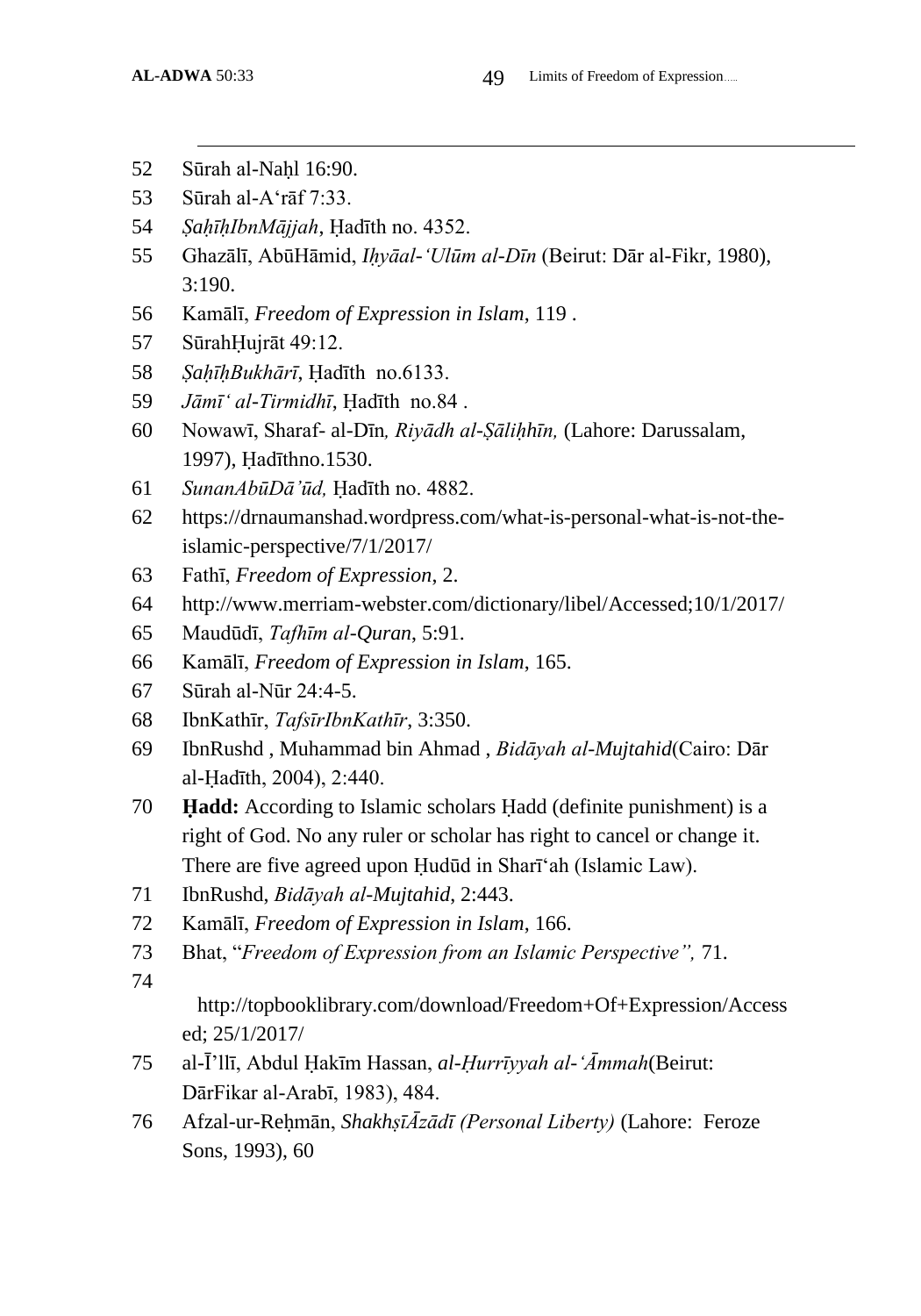52 Sūrah al-Naḥl 16:90.

53 Sūrah al-A'rāf 7:33.

54 *ṢaḥīḥIbnMājjah*, Ḥadīth no. 4352.

55 Ghazālī, AbūHāmid, *Iḥyāal-'Ulūm al-Dīn* (Beirut: Dār al-Fikr, 1980), 3:190.

56 Kamālī, *Freedom of Expression in Islam*, 119 .

57 SūrahḤujrāt 49:12.

58 *ṢaḥīḥBukhārī*, Ḥadīth no.6133.

59 *Jāmī' al-Tirmidhī*, Ḥadīth no.84 .

60 Nowawī, Sharaf- al-Dīn*, Riyādh al-Ṣāliḥhīn,* (Lahore: Darussalam, 1997), Ḥadīthno.1530.

61 *SunanAbūDā'ūd,* Ḥadīth no. 4882.

62 https://drnaumanshad.wordpress.com/what-is-personal-what-is-not-the-islamic-perspective/7/1/2017/

63 Fathī, *Freedom of Expression*, 2.

64 http://www.merriam-webster.com/dictionary/libel/Accessed;10/1/2017/

65 Maudūdī, *Tafhīm al-Quran*, 5:91.

66 Kamālī, *Freedom of Expression in Islam*, 165.

67 Sūrah al-Nūr 24:4-5.

68 IbnKathīr, *TafsīrIbnKathīr*, 3:350.

69 IbnRushd , Muhammad bin Ahmad , *Bidāyah al-Mujtahid*(Cairo: Dār al-Ḥadīth, 2004), 2:440.

70 **Ḥadd:** According to Islamic scholars Ḥadd (definite punishment) is a right of God. No any ruler or scholar has right to cancel or change it. There are five agreed upon Ḥudūd in Sharī'ah (Islamic Law).

71 IbnRushd, *Bidāyah al-Mujtahid*, 2:443.

72 Kamālī, *Freedom of Expression in Islam*, 166.

73 Bhat, "*Freedom of Expression from an Islamic Perspective",* 71.

74 http://topbooklibrary.com/download/Freedom+Of+Expression/Accessed; 25/1/2017/

75 al-Ī'llī, Abdul Ḥakīm Hassan, *al-Ḥurrīyyah al-'Āmmah*(Beirut: DārFikar al-Arabī, 1983), 484.

76 Afzal-ur-Reḥmān, *ShakhṣīĀzādī (Personal Liberty)* (Lahore: Feroze Sons, 1993), 60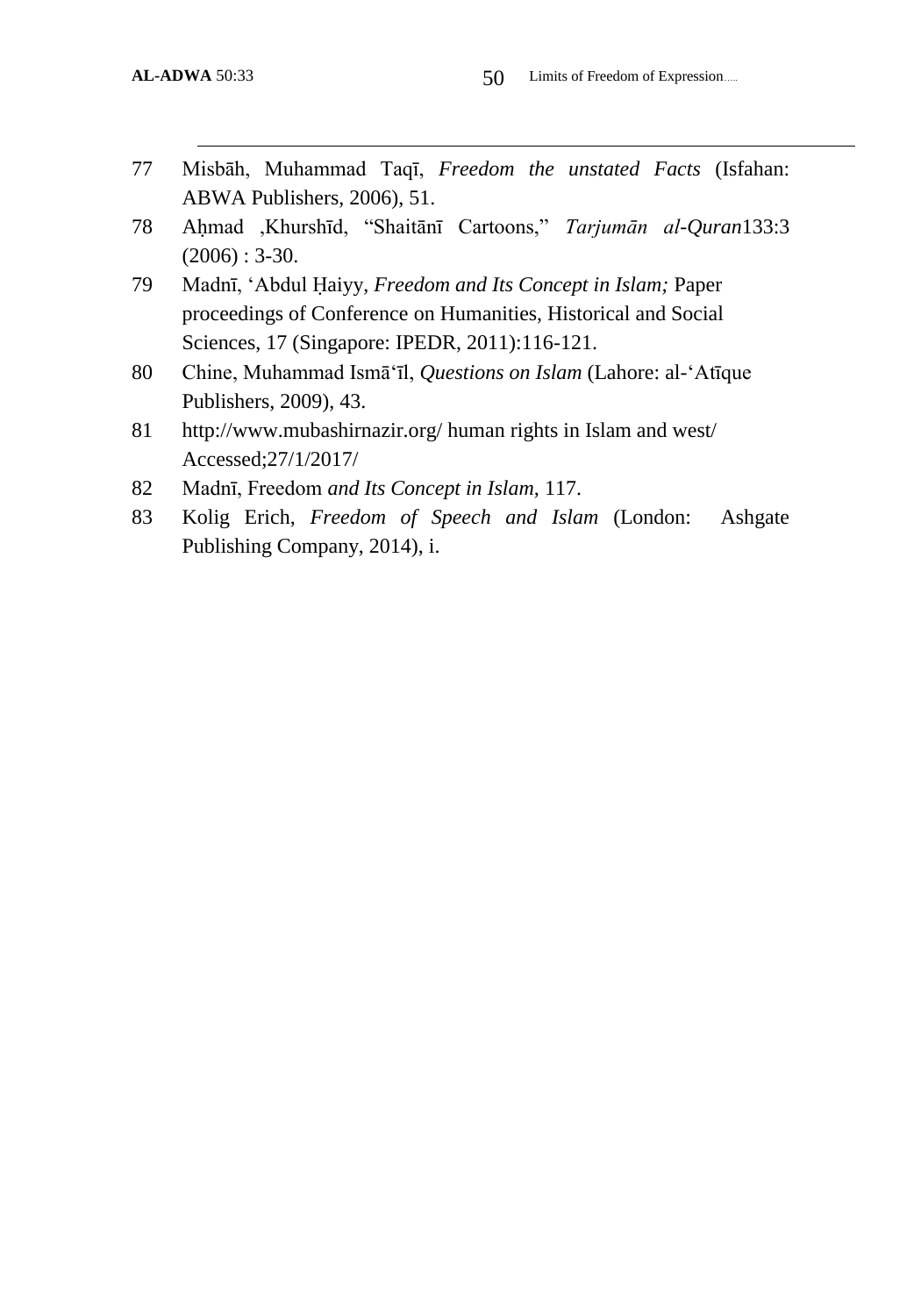77 Misbāh, Muhammad Taqī, *Freedom the unstated Facts* (Isfahan: ABWA Publishers, 2006), 51.

78 Aḥmad ,Khurshīd, "Shaitānī Cartoons," *Tarjumān al-Quran*133:3 (2006) : 3-30.

79 Madnī, 'Abdul Ḥaiyy, *Freedom and Its Concept in Islam;* Paper proceedings of Conference on Humanities, Historical and Social Sciences, 17 (Singapore: IPEDR, 2011):116-121.

80 Chine, Muhammad Ismā'īl, *Questions on Islam* (Lahore: al-'Atīque Publishers, 2009), 43.

81 http://www.mubashirnazir.org/ human rights in Islam and west/ Accessed;27/1/2017/

82 Madnī, Freedom *and Its Concept in Islam,* 117.

83 Kolig Erich, *Freedom of Speech and Islam* (London: Ashgate Publishing Company, 2014), i.